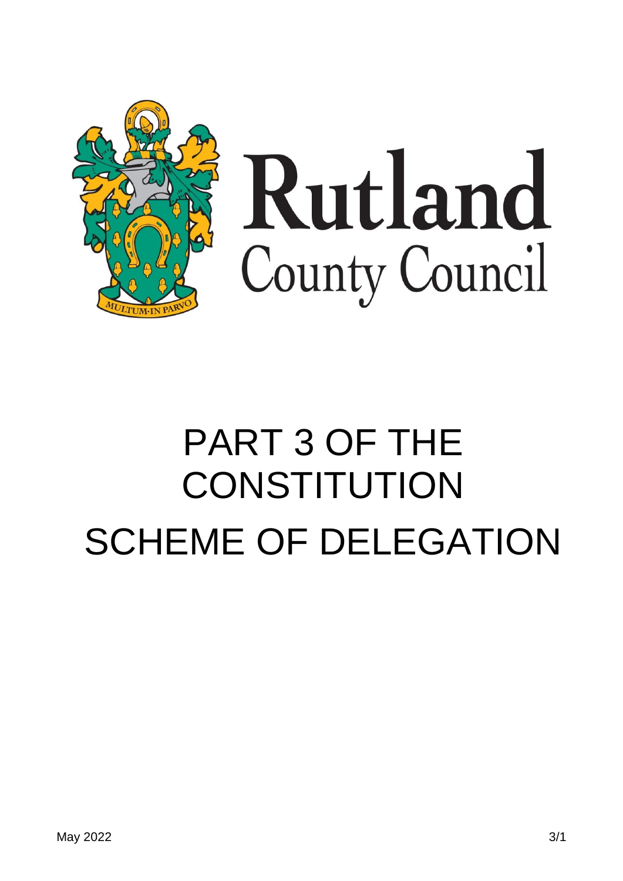# Rutland County Council

# PART 3 OF THE CONSTITUTION

# SCHEME OF DELEGATION

May 2022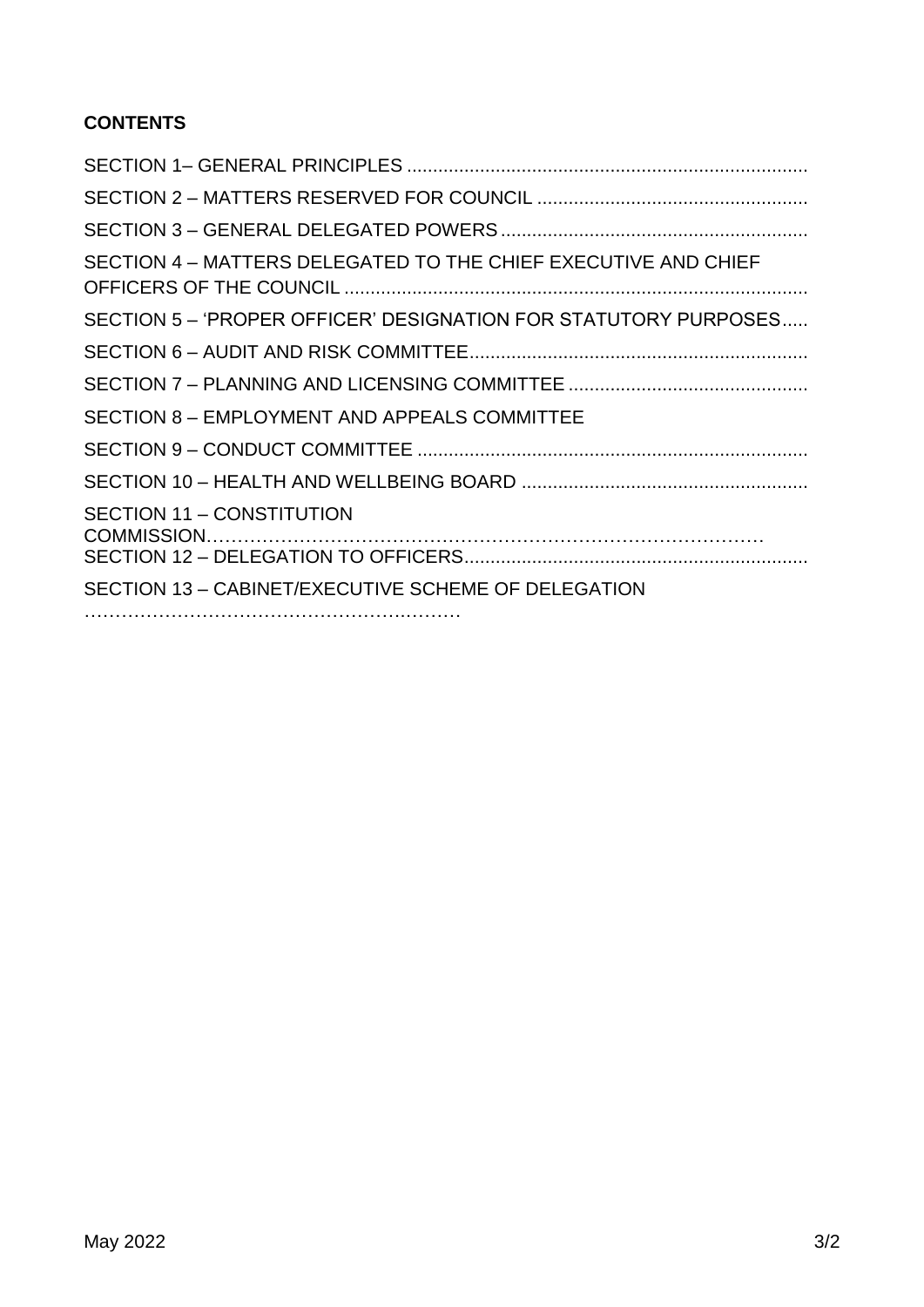**CONTENTS**

SECTION 1– GENERAL PRINCIPLES

SECTION 2 – MATTERS RESERVED FOR COUNCIL

SECTION 3 – GENERAL DELEGATED POWERS

SECTION 4 – MATTERS DELEGATED TO THE CHIEF EXECUTIVE AND CHIEF OFFICERS OF THE COUNCIL

SECTION 5 – 'PROPER OFFICER' DESIGNATION FOR STATUTORY PURPOSES

SECTION 6 – AUDIT AND RISK COMMITTEE

SECTION 7 – PLANNING AND LICENSING COMMITTEE

SECTION 8 – EMPLOYMENT AND APPEALS COMMITTEE

SECTION 9 – CONDUCT COMMITTEE

SECTION 10 – HEALTH AND WELLBEING BOARD

SECTION 11 – CONSTITUTION COMMISSION

SECTION 12 – DELEGATION TO OFFICERS

SECTION 13 – CABINET/EXECUTIVE SCHEME OF DELEGATION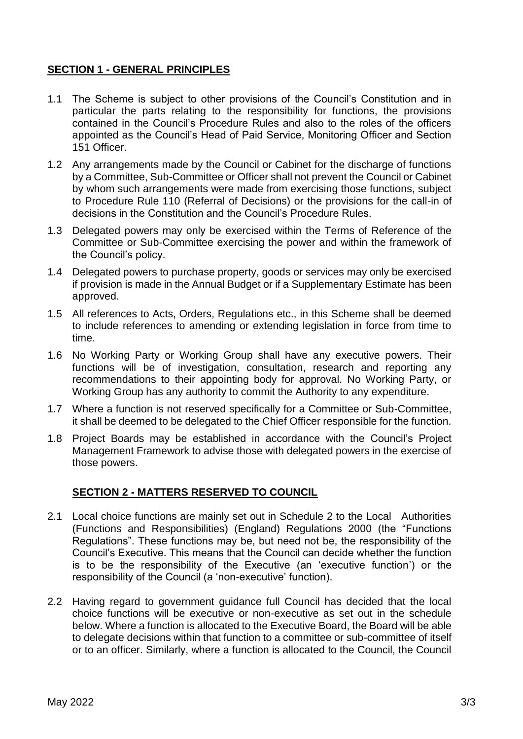## SECTION 1 - GENERAL PRINCIPLES

1.1 The Scheme is subject to other provisions of the Council's Constitution and in particular the parts relating to the responsibility for functions, the provisions contained in the Council's Procedure Rules and also to the roles of the officers appointed as the Council's Head of Paid Service, Monitoring Officer and Section 151 Officer.

1.2 Any arrangements made by the Council or Cabinet for the discharge of functions by a Committee, Sub-Committee or Officer shall not prevent the Council or Cabinet by whom such arrangements were made from exercising those functions, subject to Procedure Rule 110 (Referral of Decisions) or the provisions for the call-in of decisions in the Constitution and the Council's Procedure Rules.

1.3 Delegated powers may only be exercised within the Terms of Reference of the Committee or Sub-Committee exercising the power and within the framework of the Council's policy.

1.4 Delegated powers to purchase property, goods or services may only be exercised if provision is made in the Annual Budget or if a Supplementary Estimate has been approved.

1.5 All references to Acts, Orders, Regulations etc., in this Scheme shall be deemed to include references to amending or extending legislation in force from time to time.

1.6 No Working Party or Working Group shall have any executive powers. Their functions will be of investigation, consultation, research and reporting any recommendations to their appointing body for approval. No Working Party, or Working Group has any authority to commit the Authority to any expenditure.

1.7 Where a function is not reserved specifically for a Committee or Sub-Committee, it shall be deemed to be delegated to the Chief Officer responsible for the function.

1.8 Project Boards may be established in accordance with the Council's Project Management Framework to advise those with delegated powers in the exercise of those powers.

## SECTION 2 - MATTERS RESERVED TO COUNCIL

2.1 Local choice functions are mainly set out in Schedule 2 to the Local Authorities (Functions and Responsibilities) (England) Regulations 2000 (the "Functions Regulations". These functions may be, but need not be, the responsibility of the Council's Executive. This means that the Council can decide whether the function is to be the responsibility of the Executive (an 'executive function') or the responsibility of the Council (a 'non-executive' function).

2.2 Having regard to government guidance full Council has decided that the local choice functions will be executive or non-executive as set out in the schedule below. Where a function is allocated to the Executive Board, the Board will be able to delegate decisions within that function to a committee or sub-committee of itself or to an officer. Similarly, where a function is allocated to the Council, the Council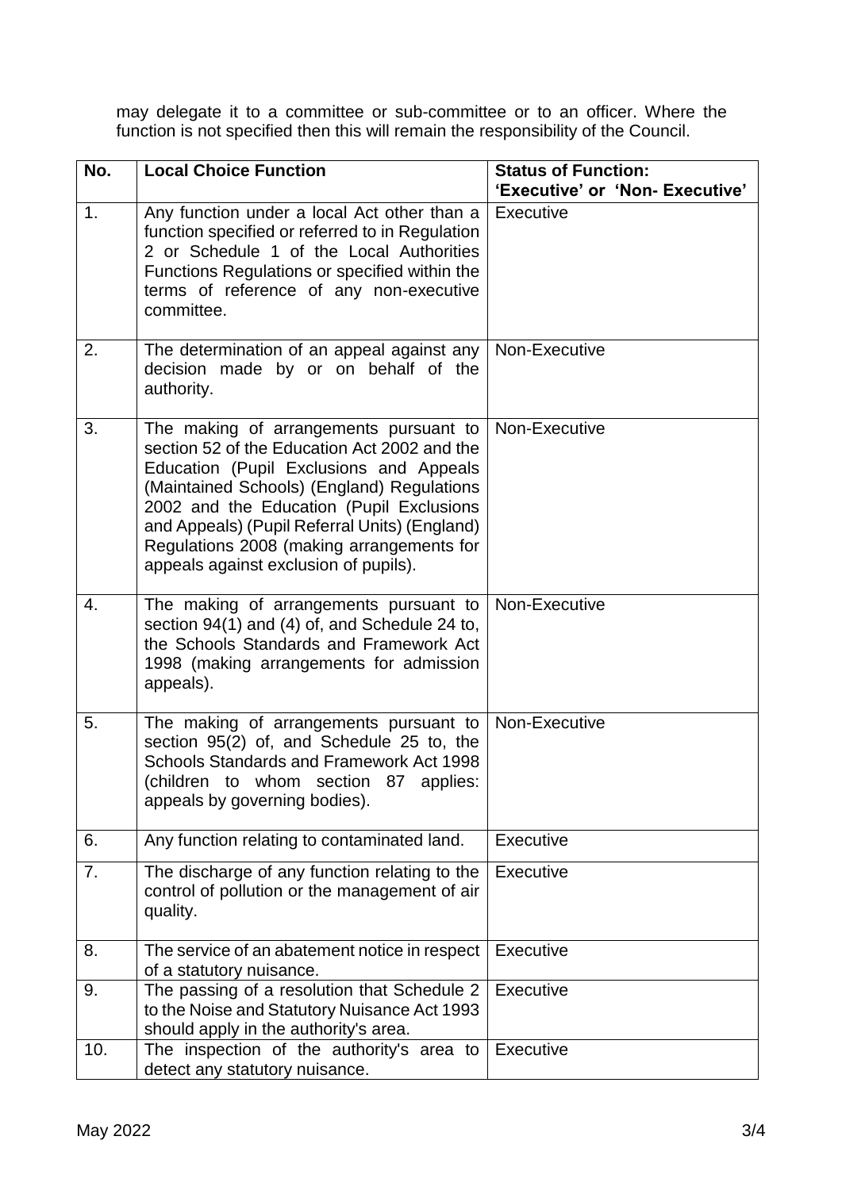may delegate it to a committee or sub-committee or to an officer. Where the function is not specified then this will remain the responsibility of the Council.

| No. | Local Choice Function | Status of Function: 'Executive' or 'Non- Executive' |
|---|---|---|
| 1. | Any function under a local Act other than a function specified or referred to in Regulation 2 or Schedule 1 of the Local Authorities Functions Regulations or specified within the terms of reference of any non-executive committee. | Executive |
| 2. | The determination of an appeal against any decision made by or on behalf of the authority. | Non-Executive |
| 3. | The making of arrangements pursuant to section 52 of the Education Act 2002 and the Education (Pupil Exclusions and Appeals (Maintained Schools) (England) Regulations 2002 and the Education (Pupil Exclusions and Appeals) (Pupil Referral Units) (England) Regulations 2008 (making arrangements for appeals against exclusion of pupils). | Non-Executive |
| 4. | The making of arrangements pursuant to section 94(1) and (4) of, and Schedule 24 to, the Schools Standards and Framework Act 1998 (making arrangements for admission appeals). | Non-Executive |
| 5. | The making of arrangements pursuant to section 95(2) of, and Schedule 25 to, the Schools Standards and Framework Act 1998 (children to whom section 87 applies: appeals by governing bodies). | Non-Executive |
| 6. | Any function relating to contaminated land. | Executive |
| 7. | The discharge of any function relating to the control of pollution or the management of air quality. | Executive |
| 8. | The service of an abatement notice in respect of a statutory nuisance. | Executive |
| 9. | The passing of a resolution that Schedule 2 to the Noise and Statutory Nuisance Act 1993 should apply in the authority's area. | Executive |
| 10. | The inspection of the authority's area to detect any statutory nuisance. | Executive |

May 2022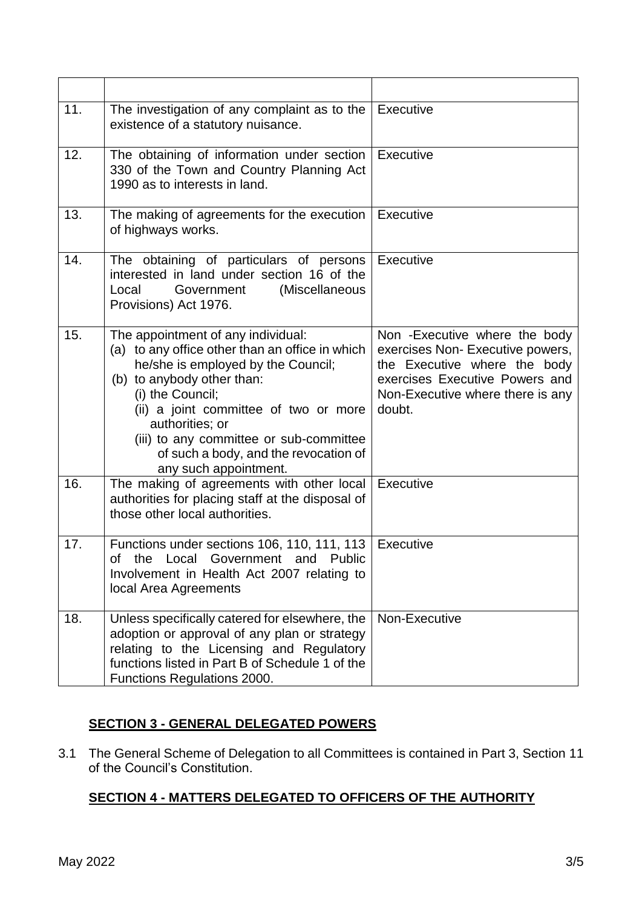| | | |
|---|---|---|
| 11. | The investigation of any complaint as to the existence of a statutory nuisance. | Executive |
| 12. | The obtaining of information under section 330 of the Town and Country Planning Act 1990 as to interests in land. | Executive |
| 13. | The making of agreements for the execution of highways works. | Executive |
| 14. | The obtaining of particulars of persons interested in land under section 16 of the Local Government (Miscellaneous Provisions) Act 1976. | Executive |
| 15. | The appointment of any individual:<br>(a) to any office other than an office in which he/she is employed by the Council;<br>(b) to anybody other than:<br>(i) the Council;<br>(ii) a joint committee of two or more authorities; or<br>(iii) to any committee or sub-committee of such a body, and the revocation of any such appointment. | Non -Executive where the body exercises Non- Executive powers, the Executive where the body exercises Executive Powers and Non-Executive where there is any doubt. |
| 16. | The making of agreements with other local authorities for placing staff at the disposal of those other local authorities. | Executive |
| 17. | Functions under sections 106, 110, 111, 113 of the Local Government and Public Involvement in Health Act 2007 relating to local Area Agreements | Executive |
| 18. | Unless specifically catered for elsewhere, the adoption or approval of any plan or strategy relating to the Licensing and Regulatory functions listed in Part B of Schedule 1 of the Functions Regulations 2000. | Non-Executive |

## SECTION 3 - GENERAL DELEGATED POWERS

3.1 The General Scheme of Delegation to all Committees is contained in Part 3, Section 11 of the Council's Constitution.

## SECTION 4 - MATTERS DELEGATED TO OFFICERS OF THE AUTHORITY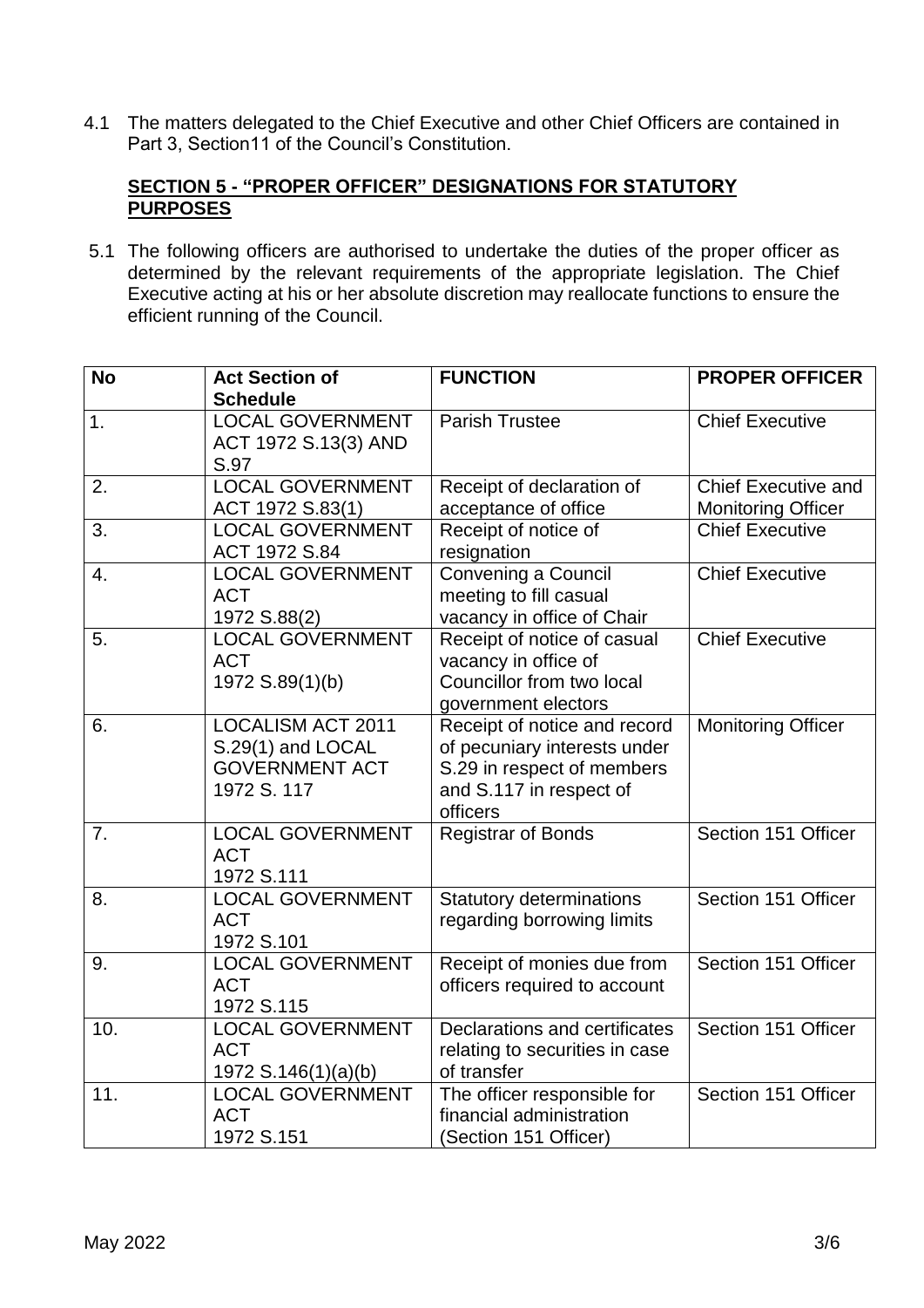4.1 The matters delegated to the Chief Executive and other Chief Officers are contained in Part 3, Section11 of the Council's Constitution.

## SECTION 5 - "PROPER OFFICER" DESIGNATIONS FOR STATUTORY PURPOSES

5.1 The following officers are authorised to undertake the duties of the proper officer as determined by the relevant requirements of the appropriate legislation. The Chief Executive acting at his or her absolute discretion may reallocate functions to ensure the efficient running of the Council.

| No | Act Section of Schedule | FUNCTION | PROPER OFFICER |
|---|---|---|---|
| 1. | LOCAL GOVERNMENT ACT 1972 S.13(3) AND S.97 | Parish Trustee | Chief Executive |
| 2. | LOCAL GOVERNMENT ACT 1972 S.83(1) | Receipt of declaration of acceptance of office | Chief Executive and Monitoring Officer |
| 3. | LOCAL GOVERNMENT ACT 1972 S.84 | Receipt of notice of resignation | Chief Executive |
| 4. | LOCAL GOVERNMENT ACT 1972 S.88(2) | Convening a Council meeting to fill casual vacancy in office of Chair | Chief Executive |
| 5. | LOCAL GOVERNMENT ACT 1972 S.89(1)(b) | Receipt of notice of casual vacancy in office of Councillor from two local government electors | Chief Executive |
| 6. | LOCALISM ACT 2011 S.29(1) and LOCAL GOVERNMENT ACT 1972 S. 117 | Receipt of notice and record of pecuniary interests under S.29 in respect of members and S.117 in respect of officers | Monitoring Officer |
| 7. | LOCAL GOVERNMENT ACT 1972 S.111 | Registrar of Bonds | Section 151 Officer |
| 8. | LOCAL GOVERNMENT ACT 1972 S.101 | Statutory determinations regarding borrowing limits | Section 151 Officer |
| 9. | LOCAL GOVERNMENT ACT 1972 S.115 | Receipt of monies due from officers required to account | Section 151 Officer |
| 10. | LOCAL GOVERNMENT ACT 1972 S.146(1)(a)(b) | Declarations and certificates relating to securities in case of transfer | Section 151 Officer |
| 11. | LOCAL GOVERNMENT ACT 1972 S.151 | The officer responsible for financial administration (Section 151 Officer) | Section 151 Officer |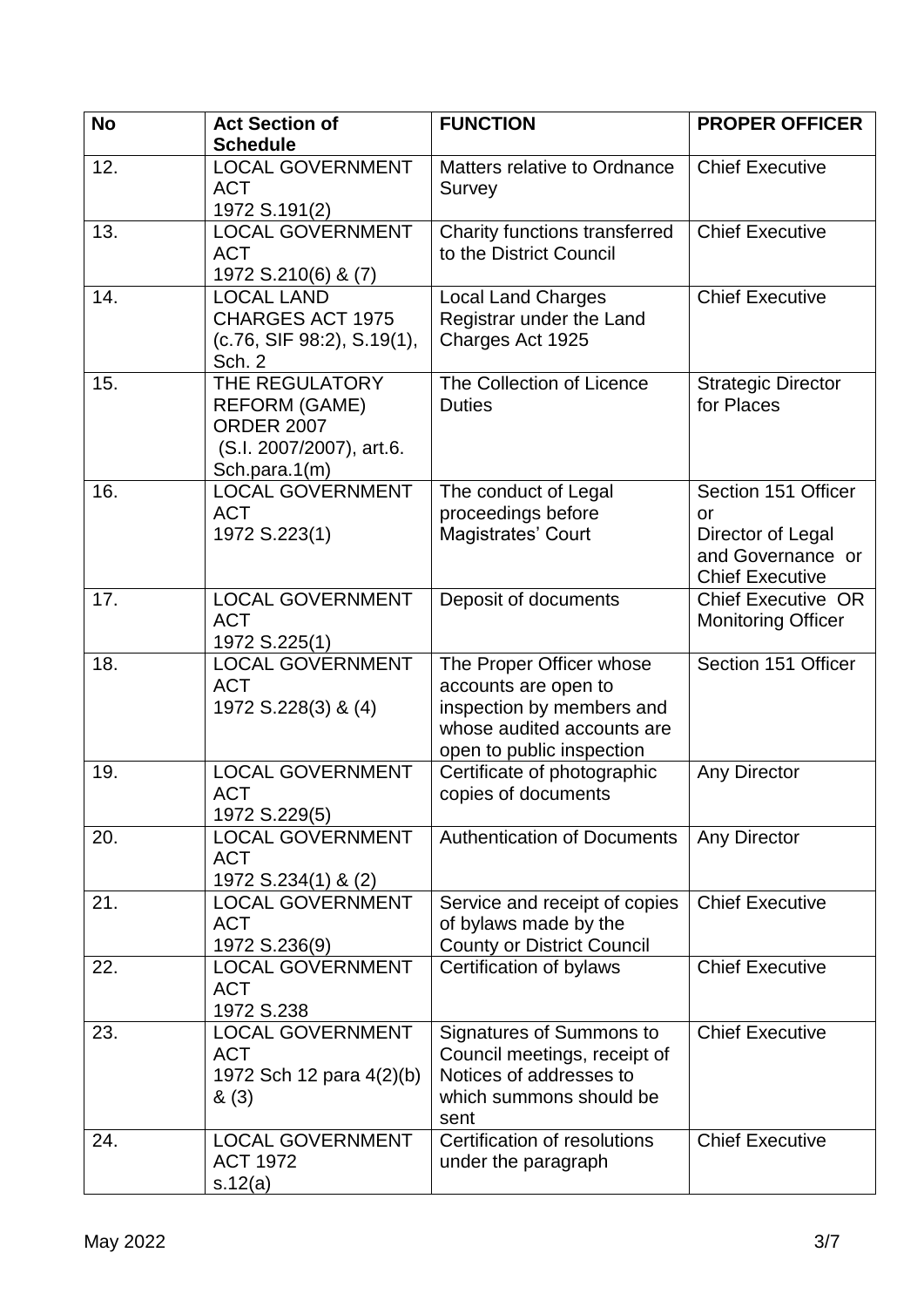| No | Act Section of Schedule | FUNCTION | PROPER OFFICER |
|---|---|---|---|
| 12. | LOCAL GOVERNMENT ACT 1972 S.191(2) | Matters relative to Ordnance Survey | Chief Executive |
| 13. | LOCAL GOVERNMENT ACT 1972 S.210(6) & (7) | Charity functions transferred to the District Council | Chief Executive |
| 14. | LOCAL LAND CHARGES ACT 1975 (c.76, SIF 98:2), S.19(1), Sch. 2 | Local Land Charges Registrar under the Land Charges Act 1925 | Chief Executive |
| 15. | THE REGULATORY REFORM (GAME) ORDER 2007 (S.I. 2007/2007), art.6. Sch.para.1(m) | The Collection of Licence Duties | Strategic Director for Places |
| 16. | LOCAL GOVERNMENT ACT 1972 S.223(1) | The conduct of Legal proceedings before Magistrates' Court | Section 151 Officer or Director of Legal and Governance or Chief Executive |
| 17. | LOCAL GOVERNMENT ACT 1972 S.225(1) | Deposit of documents | Chief Executive OR Monitoring Officer |
| 18. | LOCAL GOVERNMENT ACT 1972 S.228(3) & (4) | The Proper Officer whose accounts are open to inspection by members and whose audited accounts are open to public inspection | Section 151 Officer |
| 19. | LOCAL GOVERNMENT ACT 1972 S.229(5) | Certificate of photographic copies of documents | Any Director |
| 20. | LOCAL GOVERNMENT ACT 1972 S.234(1) & (2) | Authentication of Documents | Any Director |
| 21. | LOCAL GOVERNMENT ACT 1972 S.236(9) | Service and receipt of copies of bylaws made by the County or District Council | Chief Executive |
| 22. | LOCAL GOVERNMENT ACT 1972 S.238 | Certification of bylaws | Chief Executive |
| 23. | LOCAL GOVERNMENT ACT 1972 Sch 12 para 4(2)(b) & (3) | Signatures of Summons to Council meetings, receipt of Notices of addresses to which summons should be sent | Chief Executive |
| 24. | LOCAL GOVERNMENT ACT 1972 s.12(a) | Certification of resolutions under the paragraph | Chief Executive |

May 2022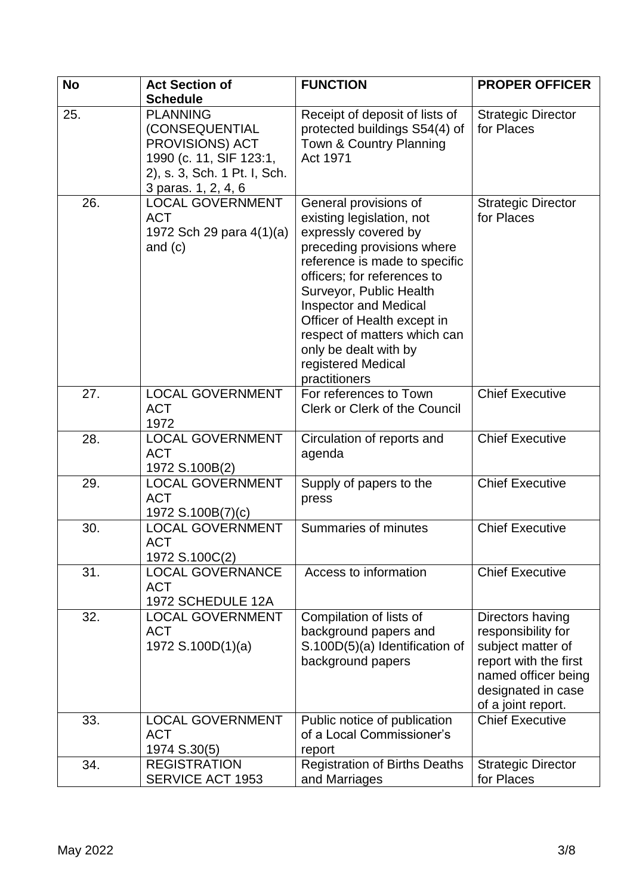| No | Act Section of Schedule | FUNCTION | PROPER OFFICER |
|---|---|---|---|
| 25. | PLANNING (CONSEQUENTIAL PROVISIONS) ACT 1990 (c. 11, SIF 123:1, 2), s. 3, Sch. 1 Pt. I, Sch. 3 paras. 1, 2, 4, 6 | Receipt of deposit of lists of protected buildings S54(4) of Town & Country Planning Act 1971 | Strategic Director for Places |
| 26. | LOCAL GOVERNMENT ACT 1972 Sch 29 para 4(1)(a) and (c) | General provisions of existing legislation, not expressly covered by preceding provisions where reference is made to specific officers; for references to Surveyor, Public Health Inspector and Medical Officer of Health except in respect of matters which can only be dealt with by registered Medical practitioners | Strategic Director for Places |
| 27. | LOCAL GOVERNMENT ACT 1972 | For references to Town Clerk or Clerk of the Council | Chief Executive |
| 28. | LOCAL GOVERNMENT ACT 1972 S.100B(2) | Circulation of reports and agenda | Chief Executive |
| 29. | LOCAL GOVERNMENT ACT 1972 S.100B(7)(c) | Supply of papers to the press | Chief Executive |
| 30. | LOCAL GOVERNMENT ACT 1972 S.100C(2) | Summaries of minutes | Chief Executive |
| 31. | LOCAL GOVERNANCE ACT 1972 SCHEDULE 12A | Access to information | Chief Executive |
| 32. | LOCAL GOVERNMENT ACT 1972 S.100D(1)(a) | Compilation of lists of background papers and S.100D(5)(a) Identification of background papers | Directors having responsibility for subject matter of report with the first named officer being designated in case of a joint report. |
| 33. | LOCAL GOVERNMENT ACT 1974 S.30(5) | Public notice of publication of a Local Commissioner's report | Chief Executive |
| 34. | REGISTRATION SERVICE ACT 1953 | Registration of Births Deaths and Marriages | Strategic Director for Places |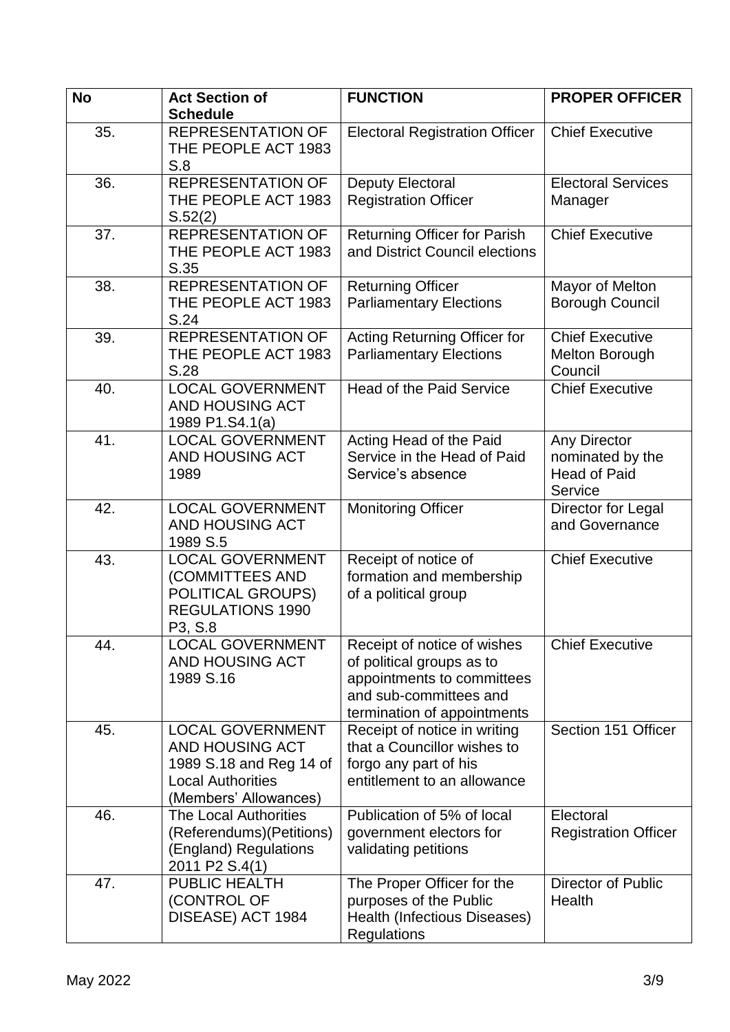| No | Act Section of Schedule | FUNCTION | PROPER OFFICER |
|---|---|---|---|
| 35. | REPRESENTATION OF THE PEOPLE ACT 1983 S.8 | Electoral Registration Officer | Chief Executive |
| 36. | REPRESENTATION OF THE PEOPLE ACT 1983 S.52(2) | Deputy Electoral Registration Officer | Electoral Services Manager |
| 37. | REPRESENTATION OF THE PEOPLE ACT 1983 S.35 | Returning Officer for Parish and District Council elections | Chief Executive |
| 38. | REPRESENTATION OF THE PEOPLE ACT 1983 S.24 | Returning Officer Parliamentary Elections | Mayor of Melton Borough Council |
| 39. | REPRESENTATION OF THE PEOPLE ACT 1983 S.28 | Acting Returning Officer for Parliamentary Elections | Chief Executive Melton Borough Council |
| 40. | LOCAL GOVERNMENT AND HOUSING ACT 1989 P1.S4.1(a) | Head of the Paid Service | Chief Executive |
| 41. | LOCAL GOVERNMENT AND HOUSING ACT 1989 | Acting Head of the Paid Service in the Head of Paid Service's absence | Any Director nominated by the Head of Paid Service |
| 42. | LOCAL GOVERNMENT AND HOUSING ACT 1989 S.5 | Monitoring Officer | Director for Legal and Governance |
| 43. | LOCAL GOVERNMENT (COMMITTEES AND POLITICAL GROUPS) REGULATIONS 1990 P3, S.8 | Receipt of notice of formation and membership of a political group | Chief Executive |
| 44. | LOCAL GOVERNMENT AND HOUSING ACT 1989 S.16 | Receipt of notice of wishes of political groups as to appointments to committees and sub-committees and termination of appointments | Chief Executive |
| 45. | LOCAL GOVERNMENT AND HOUSING ACT 1989 S.18 and Reg 14 of Local Authorities (Members' Allowances) | Receipt of notice in writing that a Councillor wishes to forgo any part of his entitlement to an allowance | Section 151 Officer |
| 46. | The Local Authorities (Referendums)(Petitions) (England) Regulations 2011 P2 S.4(1) | Publication of 5% of local government electors for validating petitions | Electoral Registration Officer |
| 47. | PUBLIC HEALTH (CONTROL OF DISEASE) ACT 1984 | The Proper Officer for the purposes of the Public Health (Infectious Diseases) Regulations | Director of Public Health |

May 2022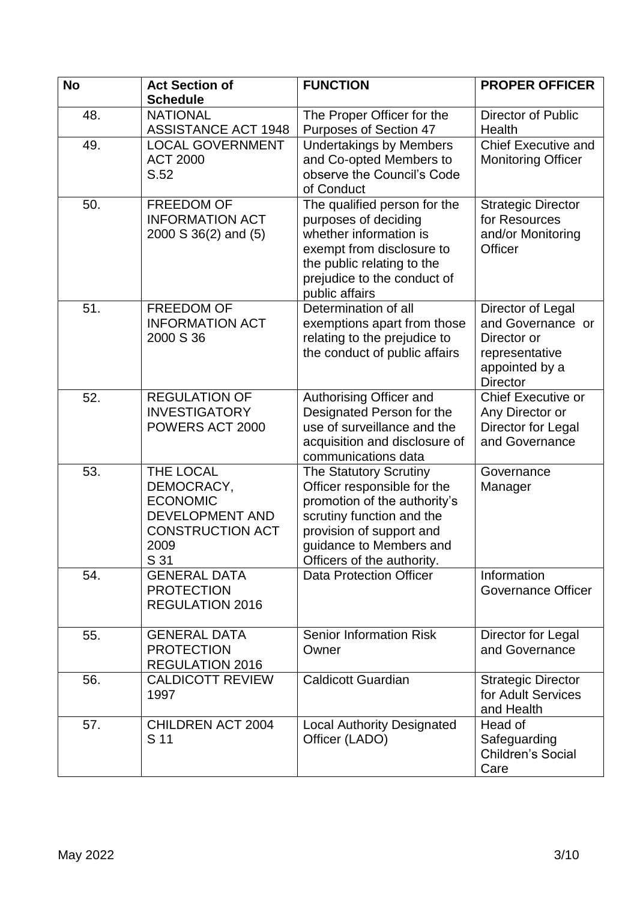| No | Act Section of Schedule | FUNCTION | PROPER OFFICER |
|---|---|---|---|
| 48. | NATIONAL ASSISTANCE ACT 1948 | The Proper Officer for the Purposes of Section 47 | Director of Public Health |
| 49. | LOCAL GOVERNMENT ACT 2000 S.52 | Undertakings by Members and Co-opted Members to observe the Council's Code of Conduct | Chief Executive and Monitoring Officer |
| 50. | FREEDOM OF INFORMATION ACT 2000 S 36(2) and (5) | The qualified person for the purposes of deciding whether information is exempt from disclosure to the public relating to the prejudice to the conduct of public affairs | Strategic Director for Resources and/or Monitoring Officer |
| 51. | FREEDOM OF INFORMATION ACT 2000 S 36 | Determination of all exemptions apart from those relating to the prejudice to the conduct of public affairs | Director of Legal and Governance or Director or representative appointed by a Director |
| 52. | REGULATION OF INVESTIGATORY POWERS ACT 2000 | Authorising Officer and Designated Person for the use of surveillance and the acquisition and disclosure of communications data | Chief Executive or Any Director or Director for Legal and Governance |
| 53. | THE LOCAL DEMOCRACY, ECONOMIC DEVELOPMENT AND CONSTRUCTION ACT 2009 S 31 | The Statutory Scrutiny Officer responsible for the promotion of the authority's scrutiny function and the provision of support and guidance to Members and Officers of the authority. | Governance Manager |
| 54. | GENERAL DATA PROTECTION REGULATION 2016 | Data Protection Officer | Information Governance Officer |
| 55. | GENERAL DATA PROTECTION REGULATION 2016 | Senior Information Risk Owner | Director for Legal and Governance |
| 56. | CALDICOTT REVIEW 1997 | Caldicott Guardian | Strategic Director for Adult Services and Health |
| 57. | CHILDREN ACT 2004 S 11 | Local Authority Designated Officer (LADO) | Head of Safeguarding Children's Social Care |

May 2022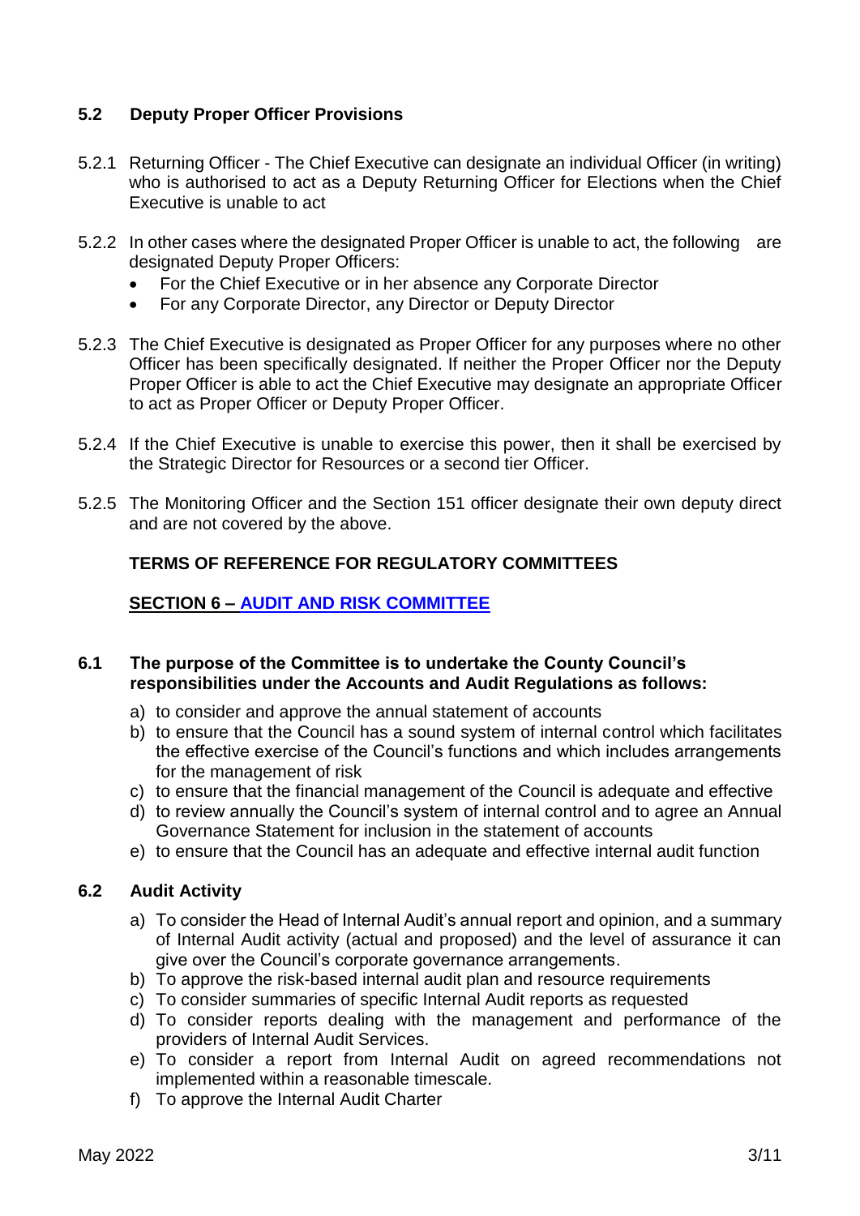### 5.2 Deputy Proper Officer Provisions

5.2.1 Returning Officer - The Chief Executive can designate an individual Officer (in writing) who is authorised to act as a Deputy Returning Officer for Elections when the Chief Executive is unable to act

5.2.2 In other cases where the designated Proper Officer is unable to act, the following are designated Deputy Proper Officers:

- For the Chief Executive or in her absence any Corporate Director
- For any Corporate Director, any Director or Deputy Director

5.2.3 The Chief Executive is designated as Proper Officer for any purposes where no other Officer has been specifically designated. If neither the Proper Officer nor the Deputy Proper Officer is able to act the Chief Executive may designate an appropriate Officer to act as Proper Officer or Deputy Proper Officer.

5.2.4 If the Chief Executive is unable to exercise this power, then it shall be exercised by the Strategic Director for Resources or a second tier Officer.

5.2.5 The Monitoring Officer and the Section 151 officer designate their own deputy direct and are not covered by the above.

## TERMS OF REFERENCE FOR REGULATORY COMMITTEES

## SECTION 6 – AUDIT AND RISK COMMITTEE

### 6.1 The purpose of the Committee is to undertake the County Council's responsibilities under the Accounts and Audit Regulations as follows:

a) to consider and approve the annual statement of accounts
b) to ensure that the Council has a sound system of internal control which facilitates the effective exercise of the Council's functions and which includes arrangements for the management of risk
c) to ensure that the financial management of the Council is adequate and effective
d) to review annually the Council's system of internal control and to agree an Annual Governance Statement for inclusion in the statement of accounts
e) to ensure that the Council has an adequate and effective internal audit function

### 6.2 Audit Activity

a) To consider the Head of Internal Audit's annual report and opinion, and a summary of Internal Audit activity (actual and proposed) and the level of assurance it can give over the Council's corporate governance arrangements.
b) To approve the risk-based internal audit plan and resource requirements
c) To consider summaries of specific Internal Audit reports as requested
d) To consider reports dealing with the management and performance of the providers of Internal Audit Services.
e) To consider a report from Internal Audit on agreed recommendations not implemented within a reasonable timescale.
f) To approve the Internal Audit Charter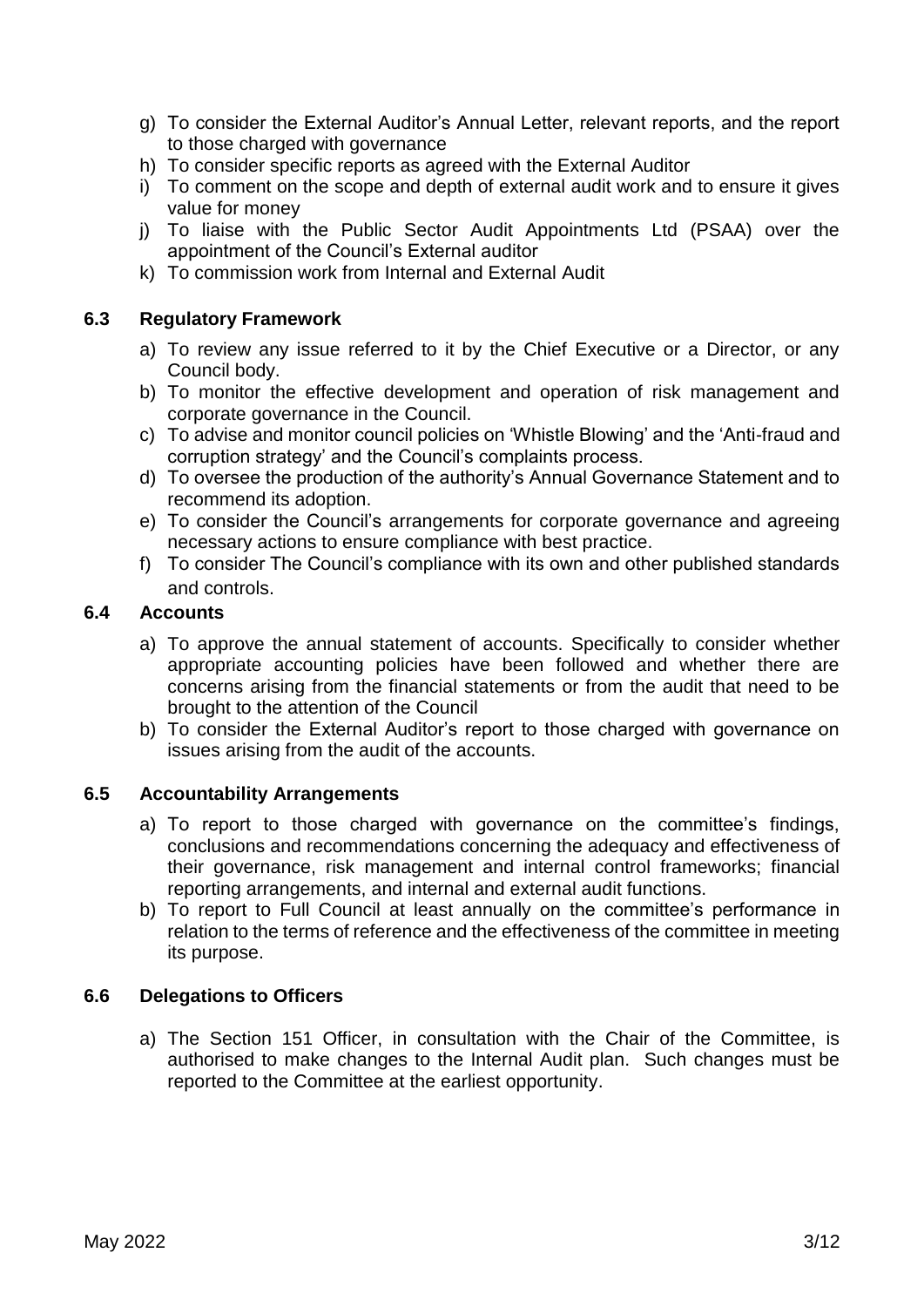g) To consider the External Auditor's Annual Letter, relevant reports, and the report to those charged with governance
h) To consider specific reports as agreed with the External Auditor
i) To comment on the scope and depth of external audit work and to ensure it gives value for money
j) To liaise with the Public Sector Audit Appointments Ltd (PSAA) over the appointment of the Council's External auditor
k) To commission work from Internal and External Audit

### 6.3 Regulatory Framework

a) To review any issue referred to it by the Chief Executive or a Director, or any Council body.
b) To monitor the effective development and operation of risk management and corporate governance in the Council.
c) To advise and monitor council policies on 'Whistle Blowing' and the 'Anti-fraud and corruption strategy' and the Council's complaints process.
d) To oversee the production of the authority's Annual Governance Statement and to recommend its adoption.
e) To consider the Council's arrangements for corporate governance and agreeing necessary actions to ensure compliance with best practice.
f) To consider The Council's compliance with its own and other published standards and controls.

### 6.4 Accounts

a) To approve the annual statement of accounts. Specifically to consider whether appropriate accounting policies have been followed and whether there are concerns arising from the financial statements or from the audit that need to be brought to the attention of the Council
b) To consider the External Auditor's report to those charged with governance on issues arising from the audit of the accounts.

### 6.5 Accountability Arrangements

a) To report to those charged with governance on the committee's findings, conclusions and recommendations concerning the adequacy and effectiveness of their governance, risk management and internal control frameworks; financial reporting arrangements, and internal and external audit functions.
b) To report to Full Council at least annually on the committee's performance in relation to the terms of reference and the effectiveness of the committee in meeting its purpose.

### 6.6 Delegations to Officers

a) The Section 151 Officer, in consultation with the Chair of the Committee, is authorised to make changes to the Internal Audit plan. Such changes must be reported to the Committee at the earliest opportunity.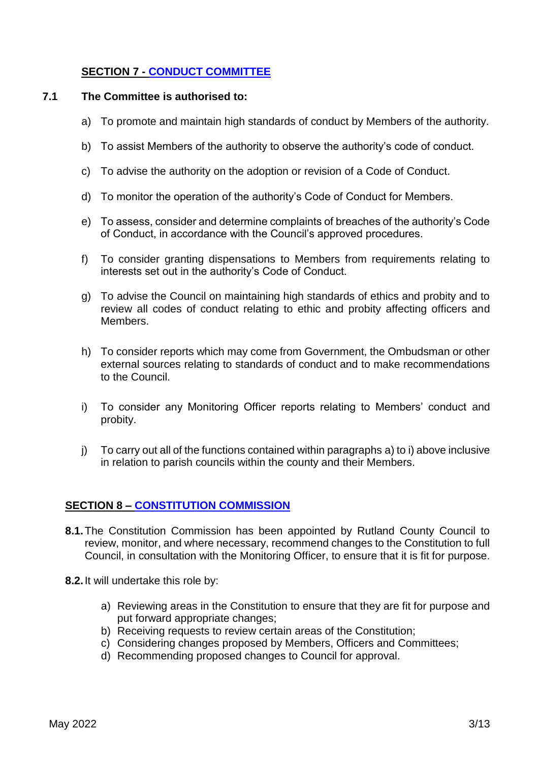## SECTION 7 - [CONDUCT COMMITTEE]

**7.1 The Committee is authorised to:**

a) To promote and maintain high standards of conduct by Members of the authority.

b) To assist Members of the authority to observe the authority's code of conduct.

c) To advise the authority on the adoption or revision of a Code of Conduct.

d) To monitor the operation of the authority's Code of Conduct for Members.

e) To assess, consider and determine complaints of breaches of the authority's Code of Conduct, in accordance with the Council's approved procedures.

f) To consider granting dispensations to Members from requirements relating to interests set out in the authority's Code of Conduct.

g) To advise the Council on maintaining high standards of ethics and probity and to review all codes of conduct relating to ethic and probity affecting officers and Members.

h) To consider reports which may come from Government, the Ombudsman or other external sources relating to standards of conduct and to make recommendations to the Council.

i) To consider any Monitoring Officer reports relating to Members' conduct and probity.

j) To carry out all of the functions contained within paragraphs a) to i) above inclusive in relation to parish councils within the county and their Members.

## SECTION 8 – [CONSTITUTION COMMISSION]

**8.1.** The Constitution Commission has been appointed by Rutland County Council to review, monitor, and where necessary, recommend changes to the Constitution to full Council, in consultation with the Monitoring Officer, to ensure that it is fit for purpose.

**8.2.** It will undertake this role by:

a) Reviewing areas in the Constitution to ensure that they are fit for purpose and put forward appropriate changes;
b) Receiving requests to review certain areas of the Constitution;
c) Considering changes proposed by Members, Officers and Committees;
d) Recommending proposed changes to Council for approval.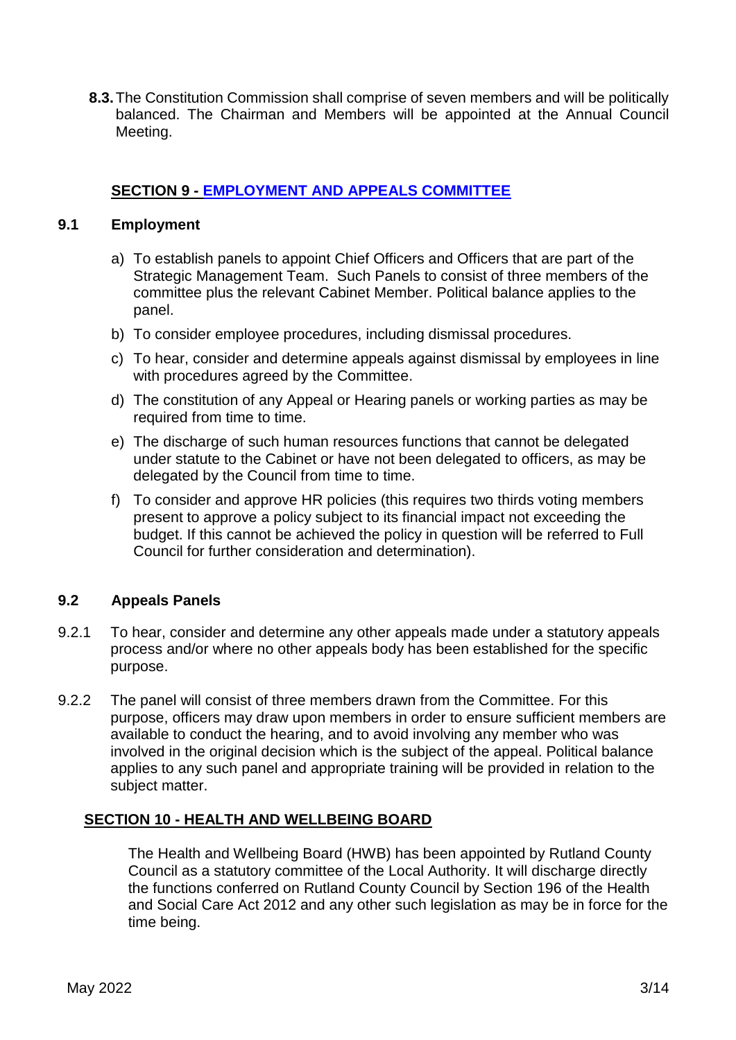**8.3.** The Constitution Commission shall comprise of seven members and will be politically balanced. The Chairman and Members will be appointed at the Annual Council Meeting.

## SECTION 9 - EMPLOYMENT AND APPEALS COMMITTEE

### 9.1 Employment

a) To establish panels to appoint Chief Officers and Officers that are part of the Strategic Management Team. Such Panels to consist of three members of the committee plus the relevant Cabinet Member. Political balance applies to the panel.

b) To consider employee procedures, including dismissal procedures.

c) To hear, consider and determine appeals against dismissal by employees in line with procedures agreed by the Committee.

d) The constitution of any Appeal or Hearing panels or working parties as may be required from time to time.

e) The discharge of such human resources functions that cannot be delegated under statute to the Cabinet or have not been delegated to officers, as may be delegated by the Council from time to time.

f) To consider and approve HR policies (this requires two thirds voting members present to approve a policy subject to its financial impact not exceeding the budget. If this cannot be achieved the policy in question will be referred to Full Council for further consideration and determination).

### 9.2 Appeals Panels

9.2.1 To hear, consider and determine any other appeals made under a statutory appeals process and/or where no other appeals body has been established for the specific purpose.

9.2.2 The panel will consist of three members drawn from the Committee. For this purpose, officers may draw upon members in order to ensure sufficient members are available to conduct the hearing, and to avoid involving any member who was involved in the original decision which is the subject of the appeal. Political balance applies to any such panel and appropriate training will be provided in relation to the subject matter.

## SECTION 10 - HEALTH AND WELLBEING BOARD

The Health and Wellbeing Board (HWB) has been appointed by Rutland County Council as a statutory committee of the Local Authority. It will discharge directly the functions conferred on Rutland County Council by Section 196 of the Health and Social Care Act 2012 and any other such legislation as may be in force for the time being.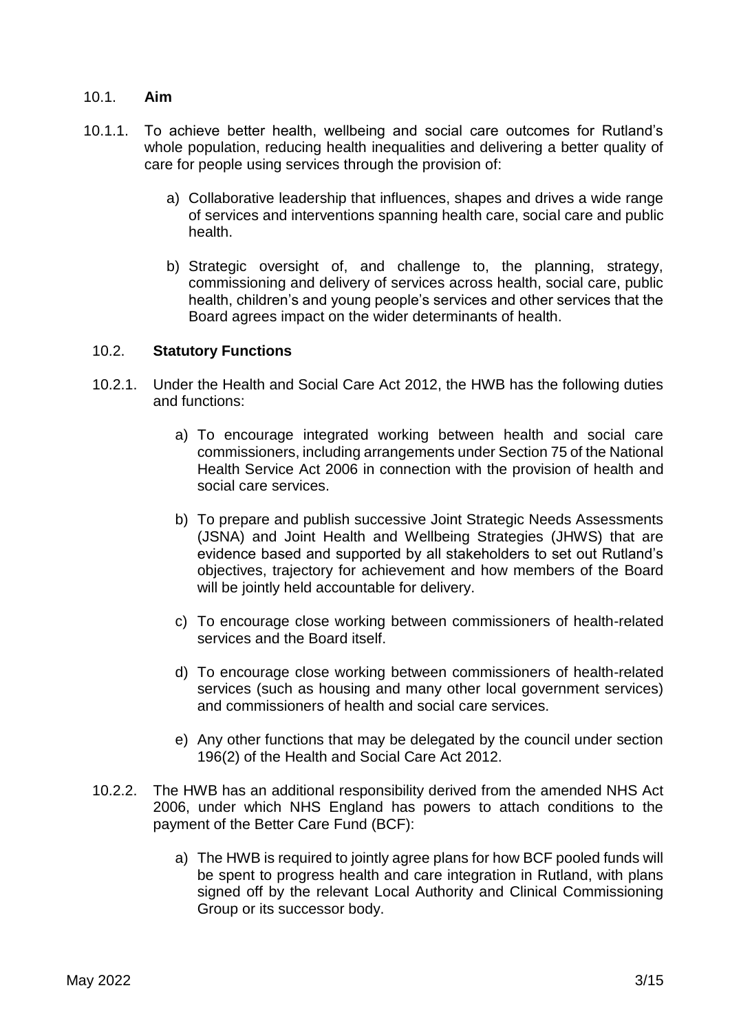### 10.1. **Aim**

10.1.1. To achieve better health, wellbeing and social care outcomes for Rutland's whole population, reducing health inequalities and delivering a better quality of care for people using services through the provision of:

a) Collaborative leadership that influences, shapes and drives a wide range of services and interventions spanning health care, social care and public health.

b) Strategic oversight of, and challenge to, the planning, strategy, commissioning and delivery of services across health, social care, public health, children's and young people's services and other services that the Board agrees impact on the wider determinants of health.

### 10.2. **Statutory Functions**

10.2.1. Under the Health and Social Care Act 2012, the HWB has the following duties and functions:

a) To encourage integrated working between health and social care commissioners, including arrangements under Section 75 of the National Health Service Act 2006 in connection with the provision of health and social care services.

b) To prepare and publish successive Joint Strategic Needs Assessments (JSNA) and Joint Health and Wellbeing Strategies (JHWS) that are evidence based and supported by all stakeholders to set out Rutland's objectives, trajectory for achievement and how members of the Board will be jointly held accountable for delivery.

c) To encourage close working between commissioners of health-related services and the Board itself.

d) To encourage close working between commissioners of health-related services (such as housing and many other local government services) and commissioners of health and social care services.

e) Any other functions that may be delegated by the council under section 196(2) of the Health and Social Care Act 2012.

10.2.2. The HWB has an additional responsibility derived from the amended NHS Act 2006, under which NHS England has powers to attach conditions to the payment of the Better Care Fund (BCF):

a) The HWB is required to jointly agree plans for how BCF pooled funds will be spent to progress health and care integration in Rutland, with plans signed off by the relevant Local Authority and Clinical Commissioning Group or its successor body.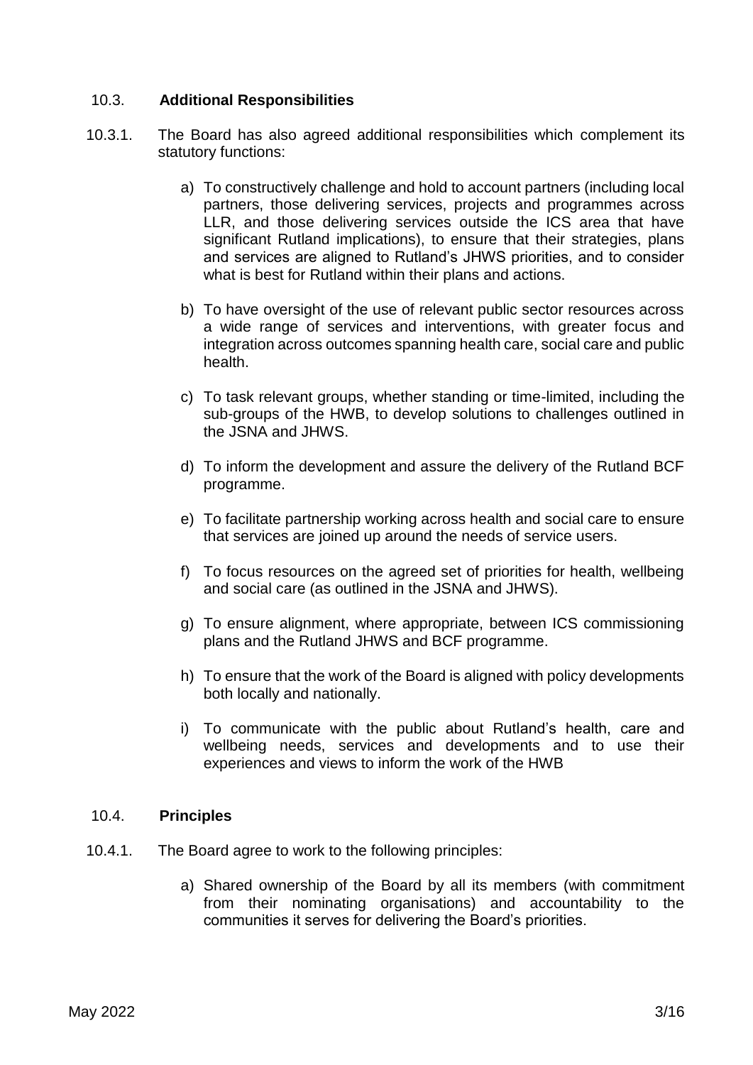### 10.3. **Additional Responsibilities**

10.3.1. The Board has also agreed additional responsibilities which complement its statutory functions:

a) To constructively challenge and hold to account partners (including local partners, those delivering services, projects and programmes across LLR, and those delivering services outside the ICS area that have significant Rutland implications), to ensure that their strategies, plans and services are aligned to Rutland's JHWS priorities, and to consider what is best for Rutland within their plans and actions.

b) To have oversight of the use of relevant public sector resources across a wide range of services and interventions, with greater focus and integration across outcomes spanning health care, social care and public health.

c) To task relevant groups, whether standing or time-limited, including the sub-groups of the HWB, to develop solutions to challenges outlined in the JSNA and JHWS.

d) To inform the development and assure the delivery of the Rutland BCF programme.

e) To facilitate partnership working across health and social care to ensure that services are joined up around the needs of service users.

f) To focus resources on the agreed set of priorities for health, wellbeing and social care (as outlined in the JSNA and JHWS).

g) To ensure alignment, where appropriate, between ICS commissioning plans and the Rutland JHWS and BCF programme.

h) To ensure that the work of the Board is aligned with policy developments both locally and nationally.

i) To communicate with the public about Rutland's health, care and wellbeing needs, services and developments and to use their experiences and views to inform the work of the HWB

### 10.4. **Principles**

10.4.1. The Board agree to work to the following principles:

a) Shared ownership of the Board by all its members (with commitment from their nominating organisations) and accountability to the communities it serves for delivering the Board's priorities.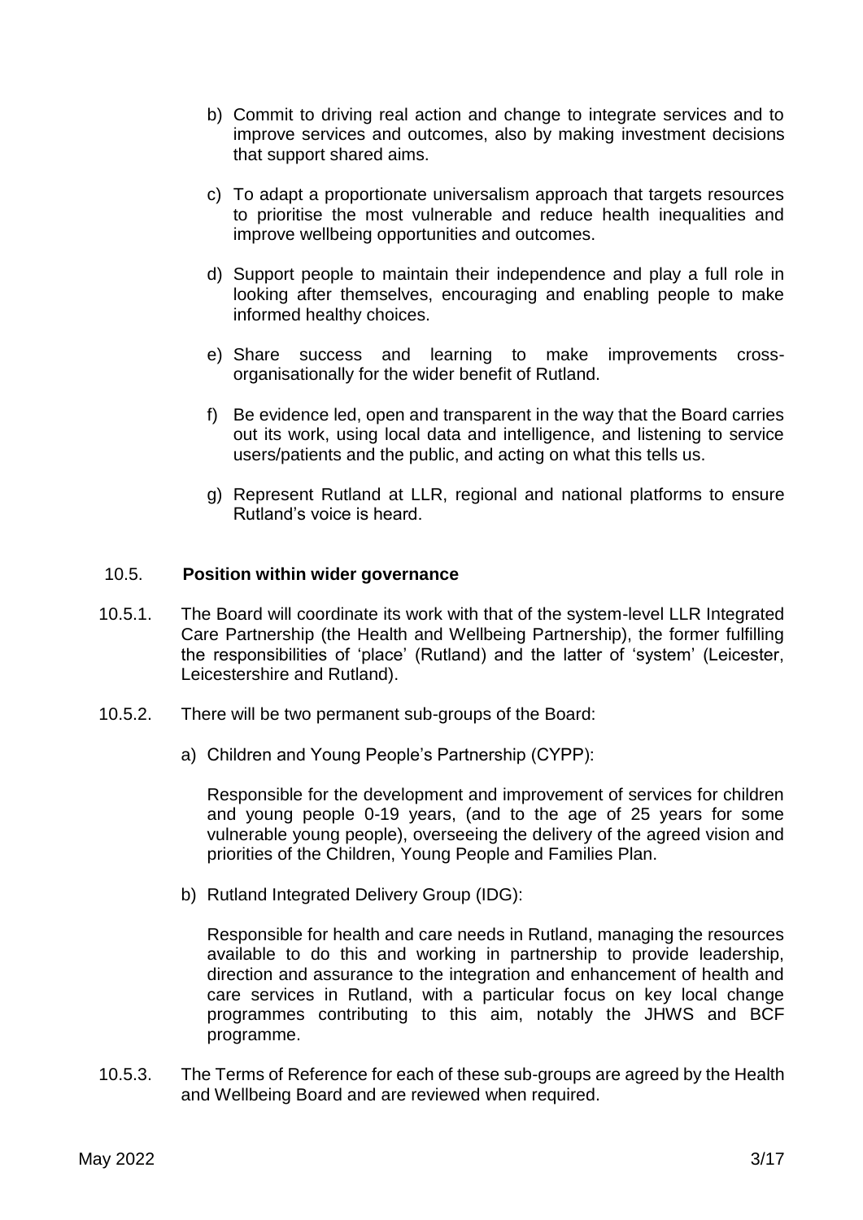b) Commit to driving real action and change to integrate services and to improve services and outcomes, also by making investment decisions that support shared aims.

c) To adapt a proportionate universalism approach that targets resources to prioritise the most vulnerable and reduce health inequalities and improve wellbeing opportunities and outcomes.

d) Support people to maintain their independence and play a full role in looking after themselves, encouraging and enabling people to make informed healthy choices.

e) Share success and learning to make improvements cross-organisationally for the wider benefit of Rutland.

f) Be evidence led, open and transparent in the way that the Board carries out its work, using local data and intelligence, and listening to service users/patients and the public, and acting on what this tells us.

g) Represent Rutland at LLR, regional and national platforms to ensure Rutland's voice is heard.

### 10.5. Position within wider governance

10.5.1. The Board will coordinate its work with that of the system-level LLR Integrated Care Partnership (the Health and Wellbeing Partnership), the former fulfilling the responsibilities of 'place' (Rutland) and the latter of 'system' (Leicester, Leicestershire and Rutland).

10.5.2. There will be two permanent sub-groups of the Board:

a) Children and Young People's Partnership (CYPP):

Responsible for the development and improvement of services for children and young people 0-19 years, (and to the age of 25 years for some vulnerable young people), overseeing the delivery of the agreed vision and priorities of the Children, Young People and Families Plan.

b) Rutland Integrated Delivery Group (IDG):

Responsible for health and care needs in Rutland, managing the resources available to do this and working in partnership to provide leadership, direction and assurance to the integration and enhancement of health and care services in Rutland, with a particular focus on key local change programmes contributing to this aim, notably the JHWS and BCF programme.

10.5.3. The Terms of Reference for each of these sub-groups are agreed by the Health and Wellbeing Board and are reviewed when required.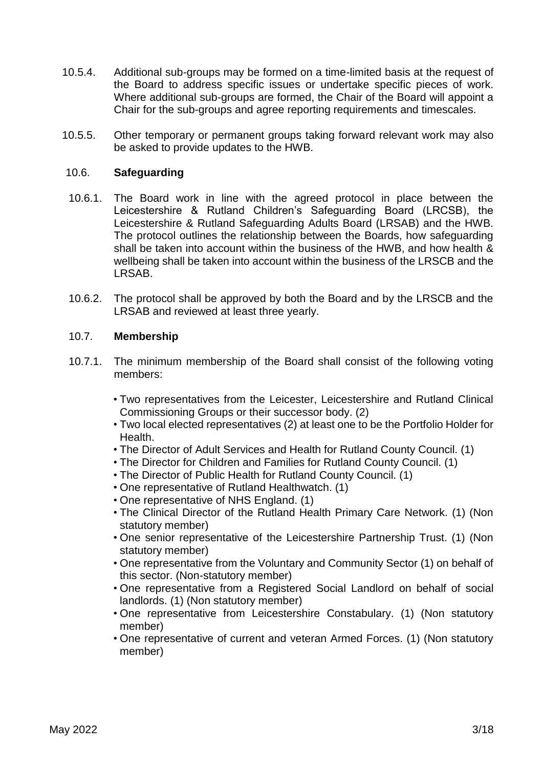10.5.4. Additional sub-groups may be formed on a time-limited basis at the request of the Board to address specific issues or undertake specific pieces of work. Where additional sub-groups are formed, the Chair of the Board will appoint a Chair for the sub-groups and agree reporting requirements and timescales.

10.5.5. Other temporary or permanent groups taking forward relevant work may also be asked to provide updates to the HWB.

### 10.6. Safeguarding

10.6.1. The Board work in line with the agreed protocol in place between the Leicestershire & Rutland Children's Safeguarding Board (LRCSB), the Leicestershire & Rutland Safeguarding Adults Board (LRSAB) and the HWB. The protocol outlines the relationship between the Boards, how safeguarding shall be taken into account within the business of the HWB, and how health & wellbeing shall be taken into account within the business of the LRSCB and the LRSAB.

10.6.2. The protocol shall be approved by both the Board and by the LRSCB and the LRSAB and reviewed at least three yearly.

### 10.7. Membership

10.7.1. The minimum membership of the Board shall consist of the following voting members:

- Two representatives from the Leicester, Leicestershire and Rutland Clinical Commissioning Groups or their successor body. (2)
- Two local elected representatives (2) at least one to be the Portfolio Holder for Health.
- The Director of Adult Services and Health for Rutland County Council. (1)
- The Director for Children and Families for Rutland County Council. (1)
- The Director of Public Health for Rutland County Council. (1)
- One representative of Rutland Healthwatch. (1)
- One representative of NHS England. (1)
- The Clinical Director of the Rutland Health Primary Care Network. (1) (Non statutory member)
- One senior representative of the Leicestershire Partnership Trust. (1) (Non statutory member)
- One representative from the Voluntary and Community Sector (1) on behalf of this sector. (Non-statutory member)
- One representative from a Registered Social Landlord on behalf of social landlords. (1) (Non statutory member)
- One representative from Leicestershire Constabulary. (1) (Non statutory member)
- One representative of current and veteran Armed Forces. (1) (Non statutory member)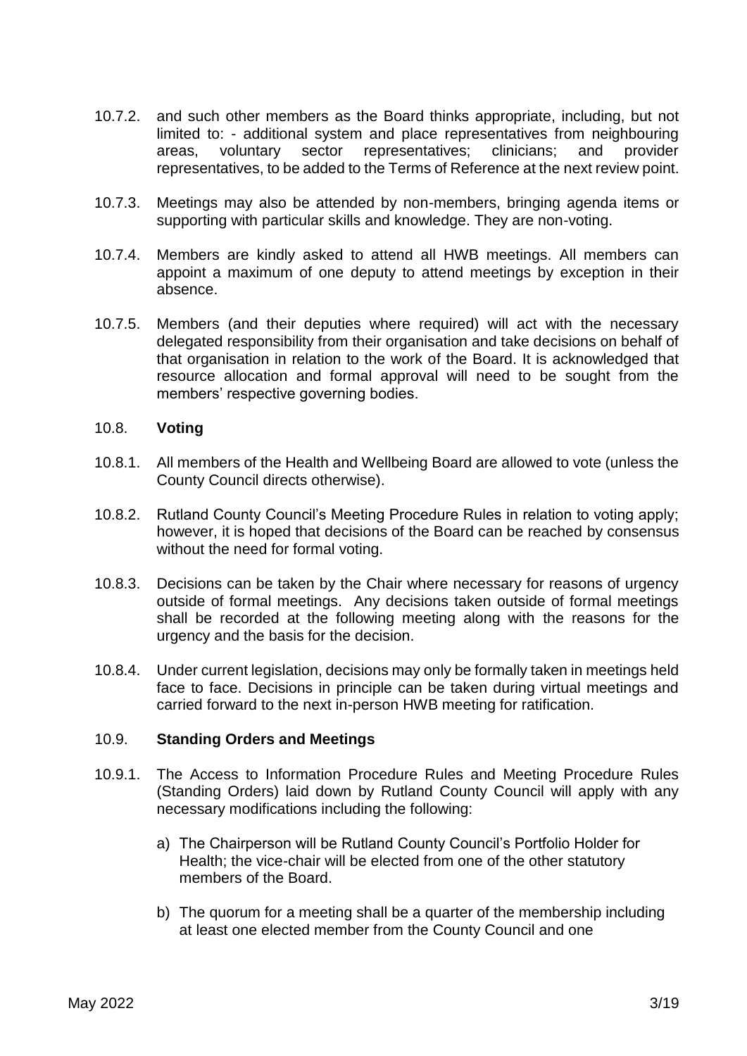10.7.2. and such other members as the Board thinks appropriate, including, but not limited to: - additional system and place representatives from neighbouring areas, voluntary sector representatives; clinicians; and provider representatives, to be added to the Terms of Reference at the next review point.

10.7.3. Meetings may also be attended by non-members, bringing agenda items or supporting with particular skills and knowledge. They are non-voting.

10.7.4. Members are kindly asked to attend all HWB meetings. All members can appoint a maximum of one deputy to attend meetings by exception in their absence.

10.7.5. Members (and their deputies where required) will act with the necessary delegated responsibility from their organisation and take decisions on behalf of that organisation in relation to the work of the Board. It is acknowledged that resource allocation and formal approval will need to be sought from the members' respective governing bodies.

10.8. **Voting**

10.8.1. All members of the Health and Wellbeing Board are allowed to vote (unless the County Council directs otherwise).

10.8.2. Rutland County Council's Meeting Procedure Rules in relation to voting apply; however, it is hoped that decisions of the Board can be reached by consensus without the need for formal voting.

10.8.3. Decisions can be taken by the Chair where necessary for reasons of urgency outside of formal meetings. Any decisions taken outside of formal meetings shall be recorded at the following meeting along with the reasons for the urgency and the basis for the decision.

10.8.4. Under current legislation, decisions may only be formally taken in meetings held face to face. Decisions in principle can be taken during virtual meetings and carried forward to the next in-person HWB meeting for ratification.

10.9. **Standing Orders and Meetings**

10.9.1. The Access to Information Procedure Rules and Meeting Procedure Rules (Standing Orders) laid down by Rutland County Council will apply with any necessary modifications including the following:

a) The Chairperson will be Rutland County Council's Portfolio Holder for Health; the vice-chair will be elected from one of the other statutory members of the Board.

b) The quorum for a meeting shall be a quarter of the membership including at least one elected member from the County Council and one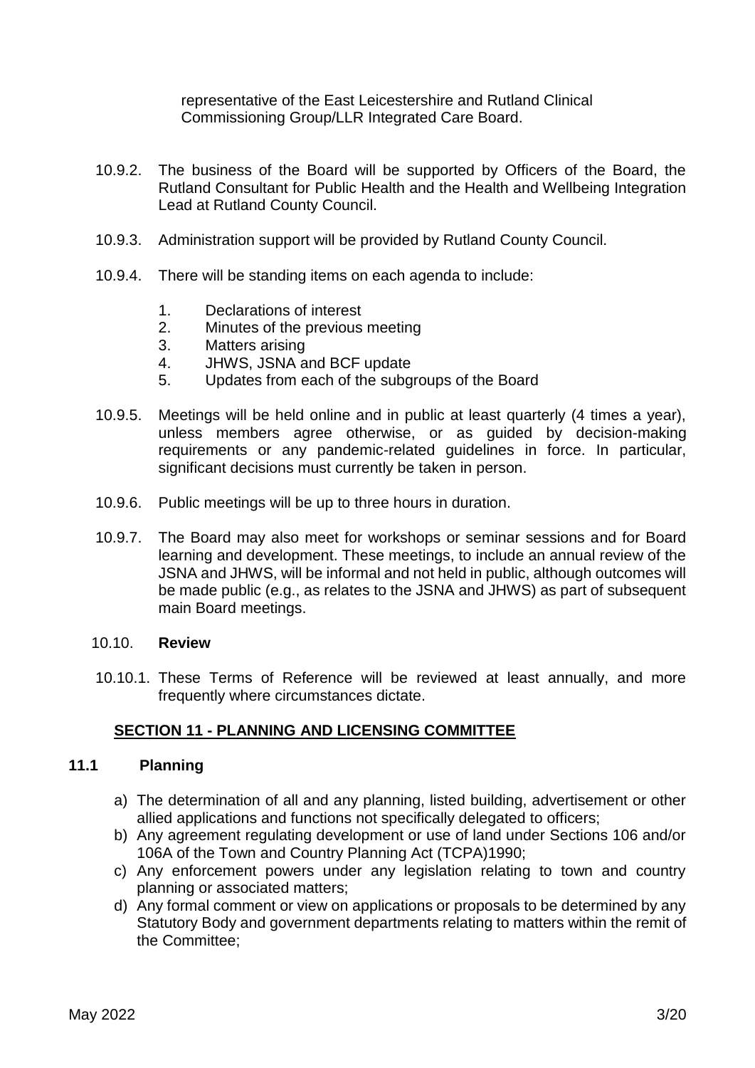representative of the East Leicestershire and Rutland Clinical Commissioning Group/LLR Integrated Care Board.

10.9.2. The business of the Board will be supported by Officers of the Board, the Rutland Consultant for Public Health and the Health and Wellbeing Integration Lead at Rutland County Council.

10.9.3. Administration support will be provided by Rutland County Council.

10.9.4. There will be standing items on each agenda to include:

1. Declarations of interest
2. Minutes of the previous meeting
3. Matters arising
4. JHWS, JSNA and BCF update
5. Updates from each of the subgroups of the Board

10.9.5. Meetings will be held online and in public at least quarterly (4 times a year), unless members agree otherwise, or as guided by decision-making requirements or any pandemic-related guidelines in force. In particular, significant decisions must currently be taken in person.

10.9.6. Public meetings will be up to three hours in duration.

10.9.7. The Board may also meet for workshops or seminar sessions and for Board learning and development. These meetings, to include an annual review of the JSNA and JHWS, will be informal and not held in public, although outcomes will be made public (e.g., as relates to the JSNA and JHWS) as part of subsequent main Board meetings.

10.10. **Review**

10.10.1. These Terms of Reference will be reviewed at least annually, and more frequently where circumstances dictate.

## SECTION 11 - PLANNING AND LICENSING COMMITTEE

### 11.1 Planning

a) The determination of all and any planning, listed building, advertisement or other allied applications and functions not specifically delegated to officers;
b) Any agreement regulating development or use of land under Sections 106 and/or 106A of the Town and Country Planning Act (TCPA)1990;
c) Any enforcement powers under any legislation relating to town and country planning or associated matters;
d) Any formal comment or view on applications or proposals to be determined by any Statutory Body and government departments relating to matters within the remit of the Committee;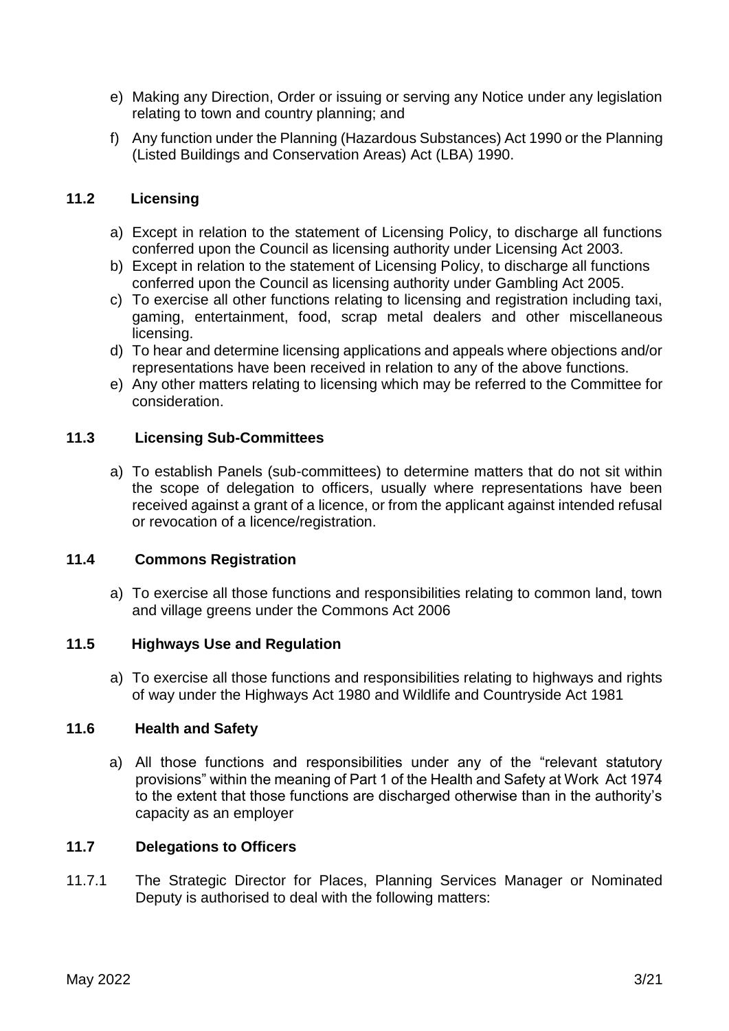e) Making any Direction, Order or issuing or serving any Notice under any legislation relating to town and country planning; and

f) Any function under the Planning (Hazardous Substances) Act 1990 or the Planning (Listed Buildings and Conservation Areas) Act (LBA) 1990.

### 11.2 Licensing

a) Except in relation to the statement of Licensing Policy, to discharge all functions conferred upon the Council as licensing authority under Licensing Act 2003.

b) Except in relation to the statement of Licensing Policy, to discharge all functions conferred upon the Council as licensing authority under Gambling Act 2005.

c) To exercise all other functions relating to licensing and registration including taxi, gaming, entertainment, food, scrap metal dealers and other miscellaneous licensing.

d) To hear and determine licensing applications and appeals where objections and/or representations have been received in relation to any of the above functions.

e) Any other matters relating to licensing which may be referred to the Committee for consideration.

### 11.3 Licensing Sub-Committees

a) To establish Panels (sub-committees) to determine matters that do not sit within the scope of delegation to officers, usually where representations have been received against a grant of a licence, or from the applicant against intended refusal or revocation of a licence/registration.

### 11.4 Commons Registration

a) To exercise all those functions and responsibilities relating to common land, town and village greens under the Commons Act 2006

### 11.5 Highways Use and Regulation

a) To exercise all those functions and responsibilities relating to highways and rights of way under the Highways Act 1980 and Wildlife and Countryside Act 1981

### 11.6 Health and Safety

a) All those functions and responsibilities under any of the "relevant statutory provisions" within the meaning of Part 1 of the Health and Safety at Work Act 1974 to the extent that those functions are discharged otherwise than in the authority's capacity as an employer

### 11.7 Delegations to Officers

11.7.1 The Strategic Director for Places, Planning Services Manager or Nominated Deputy is authorised to deal with the following matters: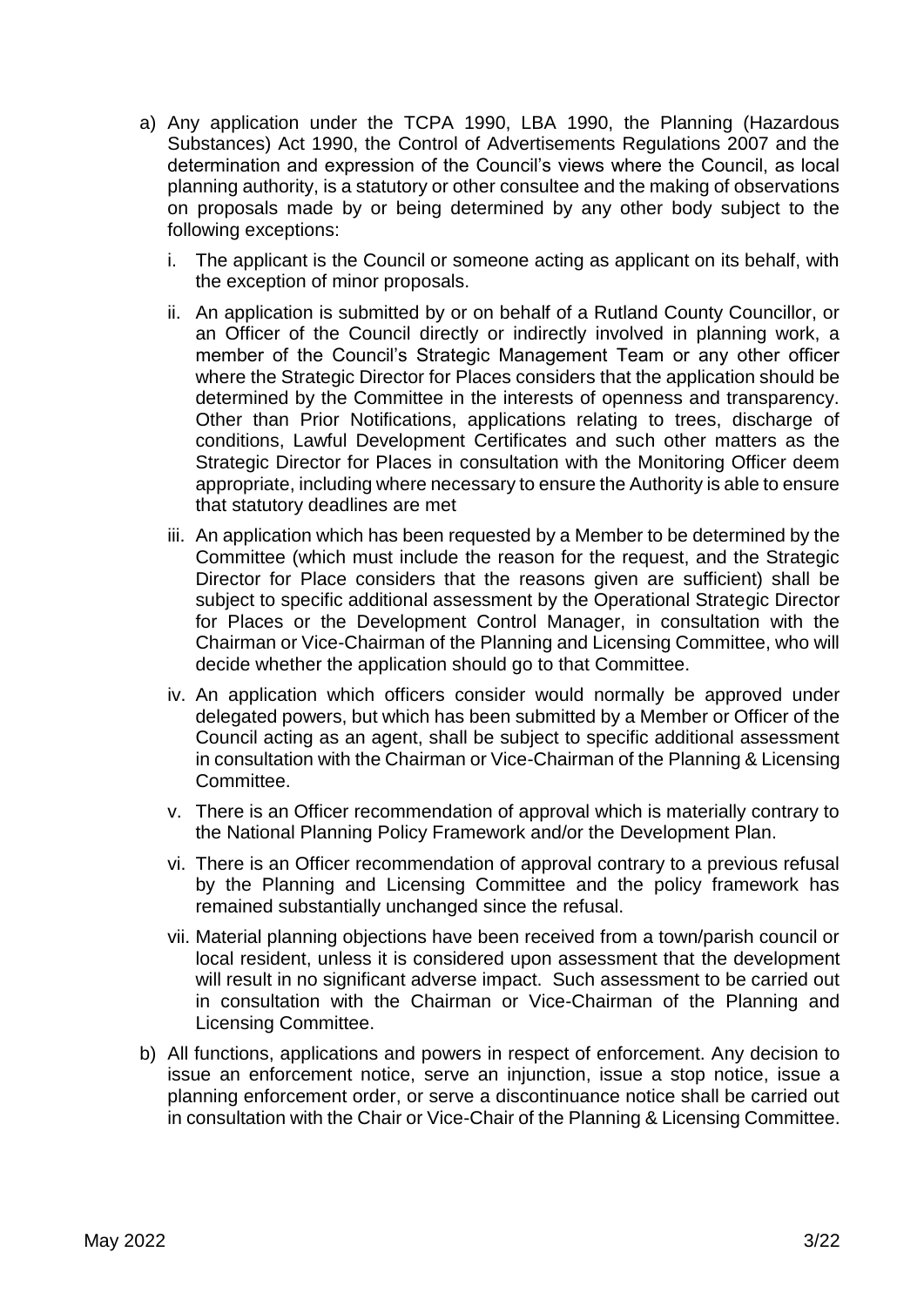a) Any application under the TCPA 1990, LBA 1990, the Planning (Hazardous Substances) Act 1990, the Control of Advertisements Regulations 2007 and the determination and expression of the Council's views where the Council, as local planning authority, is a statutory or other consultee and the making of observations on proposals made by or being determined by any other body subject to the following exceptions:

   i. The applicant is the Council or someone acting as applicant on its behalf, with the exception of minor proposals.

   ii. An application is submitted by or on behalf of a Rutland County Councillor, or an Officer of the Council directly or indirectly involved in planning work, a member of the Council's Strategic Management Team or any other officer where the Strategic Director for Places considers that the application should be determined by the Committee in the interests of openness and transparency. Other than Prior Notifications, applications relating to trees, discharge of conditions, Lawful Development Certificates and such other matters as the Strategic Director for Places in consultation with the Monitoring Officer deem appropriate, including where necessary to ensure the Authority is able to ensure that statutory deadlines are met

   iii. An application which has been requested by a Member to be determined by the Committee (which must include the reason for the request, and the Strategic Director for Place considers that the reasons given are sufficient) shall be subject to specific additional assessment by the Operational Strategic Director for Places or the Development Control Manager, in consultation with the Chairman or Vice-Chairman of the Planning and Licensing Committee, who will decide whether the application should go to that Committee.

   iv. An application which officers consider would normally be approved under delegated powers, but which has been submitted by a Member or Officer of the Council acting as an agent, shall be subject to specific additional assessment in consultation with the Chairman or Vice-Chairman of the Planning & Licensing Committee.

   v. There is an Officer recommendation of approval which is materially contrary to the National Planning Policy Framework and/or the Development Plan.

   vi. There is an Officer recommendation of approval contrary to a previous refusal by the Planning and Licensing Committee and the policy framework has remained substantially unchanged since the refusal.

   vii. Material planning objections have been received from a town/parish council or local resident, unless it is considered upon assessment that the development will result in no significant adverse impact. Such assessment to be carried out in consultation with the Chairman or Vice-Chairman of the Planning and Licensing Committee.

b) All functions, applications and powers in respect of enforcement. Any decision to issue an enforcement notice, serve an injunction, issue a stop notice, issue a planning enforcement order, or serve a discontinuance notice shall be carried out in consultation with the Chair or Vice-Chair of the Planning & Licensing Committee.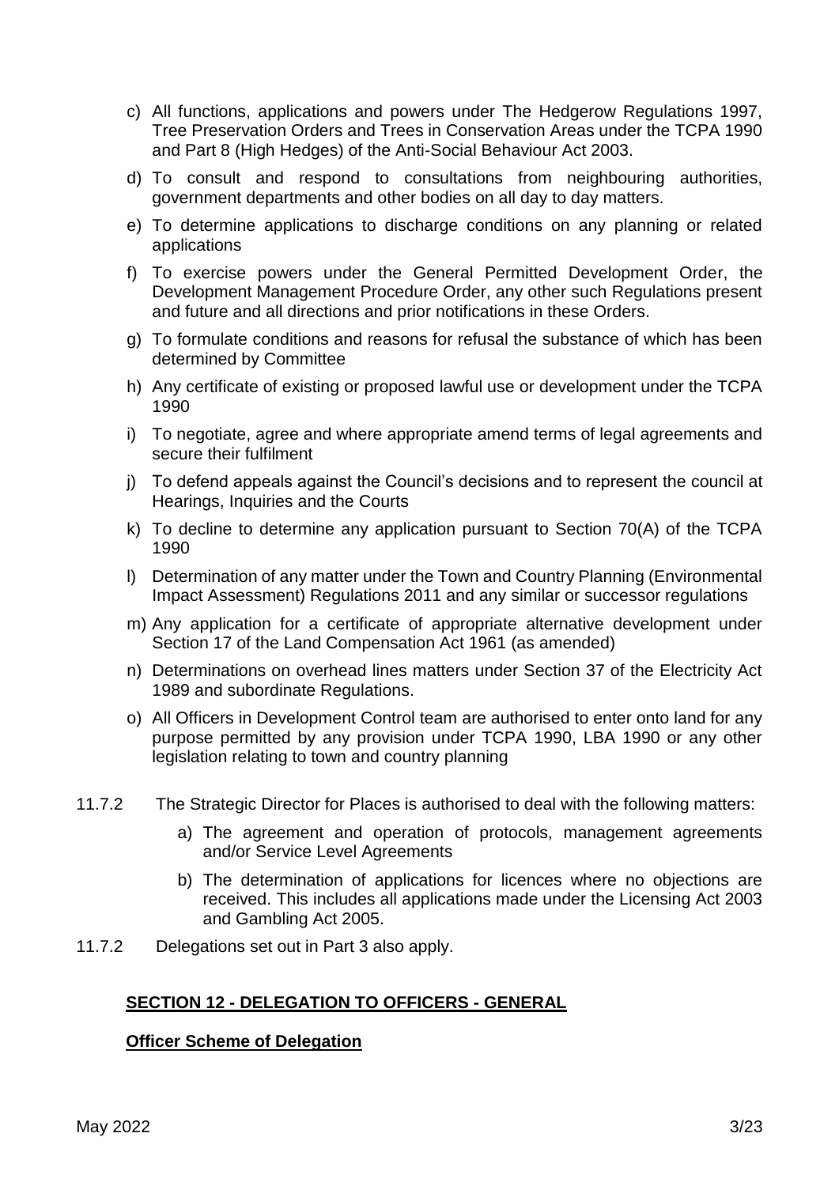c) All functions, applications and powers under The Hedgerow Regulations 1997, Tree Preservation Orders and Trees in Conservation Areas under the TCPA 1990 and Part 8 (High Hedges) of the Anti-Social Behaviour Act 2003.

d) To consult and respond to consultations from neighbouring authorities, government departments and other bodies on all day to day matters.

e) To determine applications to discharge conditions on any planning or related applications

f) To exercise powers under the General Permitted Development Order, the Development Management Procedure Order, any other such Regulations present and future and all directions and prior notifications in these Orders.

g) To formulate conditions and reasons for refusal the substance of which has been determined by Committee

h) Any certificate of existing or proposed lawful use or development under the TCPA 1990

i) To negotiate, agree and where appropriate amend terms of legal agreements and secure their fulfilment

j) To defend appeals against the Council's decisions and to represent the council at Hearings, Inquiries and the Courts

k) To decline to determine any application pursuant to Section 70(A) of the TCPA 1990

l) Determination of any matter under the Town and Country Planning (Environmental Impact Assessment) Regulations 2011 and any similar or successor regulations

m) Any application for a certificate of appropriate alternative development under Section 17 of the Land Compensation Act 1961 (as amended)

n) Determinations on overhead lines matters under Section 37 of the Electricity Act 1989 and subordinate Regulations.

o) All Officers in Development Control team are authorised to enter onto land for any purpose permitted by any provision under TCPA 1990, LBA 1990 or any other legislation relating to town and country planning

11.7.2 The Strategic Director for Places is authorised to deal with the following matters:

a) The agreement and operation of protocols, management agreements and/or Service Level Agreements

b) The determination of applications for licences where no objections are received. This includes all applications made under the Licensing Act 2003 and Gambling Act 2005.

11.7.2 Delegations set out in Part 3 also apply.

## SECTION 12 - DELEGATION TO OFFICERS - GENERAL

### Officer Scheme of Delegation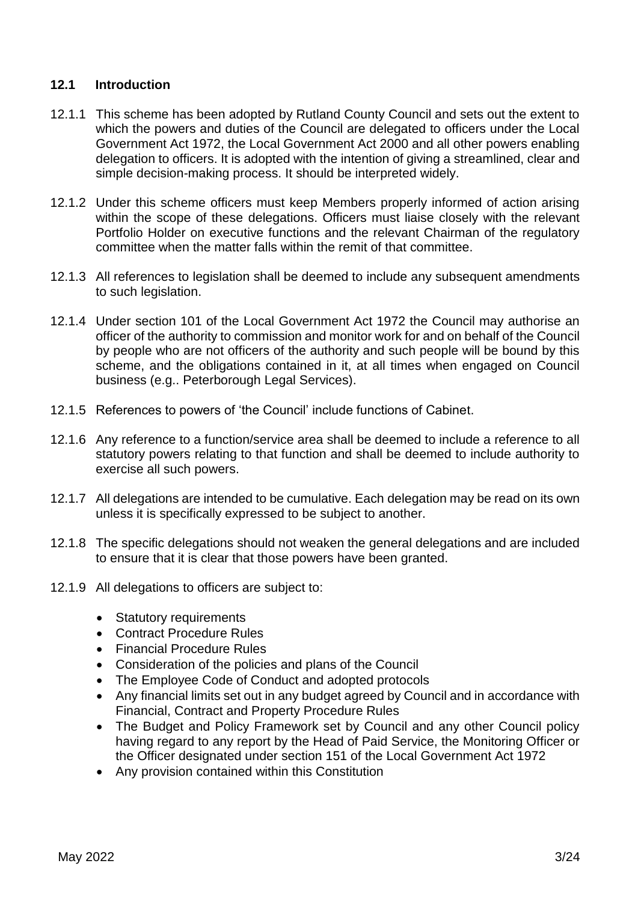## 12.1 Introduction

12.1.1 This scheme has been adopted by Rutland County Council and sets out the extent to which the powers and duties of the Council are delegated to officers under the Local Government Act 1972, the Local Government Act 2000 and all other powers enabling delegation to officers. It is adopted with the intention of giving a streamlined, clear and simple decision-making process. It should be interpreted widely.

12.1.2 Under this scheme officers must keep Members properly informed of action arising within the scope of these delegations. Officers must liaise closely with the relevant Portfolio Holder on executive functions and the relevant Chairman of the regulatory committee when the matter falls within the remit of that committee.

12.1.3 All references to legislation shall be deemed to include any subsequent amendments to such legislation.

12.1.4 Under section 101 of the Local Government Act 1972 the Council may authorise an officer of the authority to commission and monitor work for and on behalf of the Council by people who are not officers of the authority and such people will be bound by this scheme, and the obligations contained in it, at all times when engaged on Council business (e.g.. Peterborough Legal Services).

12.1.5 References to powers of 'the Council' include functions of Cabinet.

12.1.6 Any reference to a function/service area shall be deemed to include a reference to all statutory powers relating to that function and shall be deemed to include authority to exercise all such powers.

12.1.7 All delegations are intended to be cumulative. Each delegation may be read on its own unless it is specifically expressed to be subject to another.

12.1.8 The specific delegations should not weaken the general delegations and are included to ensure that it is clear that those powers have been granted.

12.1.9 All delegations to officers are subject to:

- Statutory requirements
- Contract Procedure Rules
- Financial Procedure Rules
- Consideration of the policies and plans of the Council
- The Employee Code of Conduct and adopted protocols
- Any financial limits set out in any budget agreed by Council and in accordance with Financial, Contract and Property Procedure Rules
- The Budget and Policy Framework set by Council and any other Council policy having regard to any report by the Head of Paid Service, the Monitoring Officer or the Officer designated under section 151 of the Local Government Act 1972
- Any provision contained within this Constitution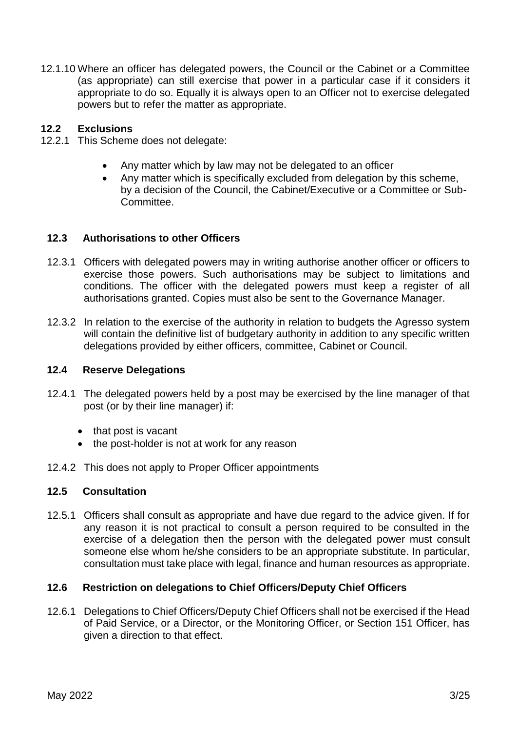12.1.10 Where an officer has delegated powers, the Council or the Cabinet or a Committee (as appropriate) can still exercise that power in a particular case if it considers it appropriate to do so. Equally it is always open to an Officer not to exercise delegated powers but to refer the matter as appropriate.

### 12.2 Exclusions

12.2.1 This Scheme does not delegate:

- Any matter which by law may not be delegated to an officer
- Any matter which is specifically excluded from delegation by this scheme, by a decision of the Council, the Cabinet/Executive or a Committee or Sub-Committee.

### 12.3 Authorisations to other Officers

12.3.1 Officers with delegated powers may in writing authorise another officer or officers to exercise those powers. Such authorisations may be subject to limitations and conditions. The officer with the delegated powers must keep a register of all authorisations granted. Copies must also be sent to the Governance Manager.

12.3.2 In relation to the exercise of the authority in relation to budgets the Agresso system will contain the definitive list of budgetary authority in addition to any specific written delegations provided by either officers, committee, Cabinet or Council.

### 12.4 Reserve Delegations

12.4.1 The delegated powers held by a post may be exercised by the line manager of that post (or by their line manager) if:

- that post is vacant
- the post-holder is not at work for any reason

12.4.2 This does not apply to Proper Officer appointments

### 12.5 Consultation

12.5.1 Officers shall consult as appropriate and have due regard to the advice given. If for any reason it is not practical to consult a person required to be consulted in the exercise of a delegation then the person with the delegated power must consult someone else whom he/she considers to be an appropriate substitute. In particular, consultation must take place with legal, finance and human resources as appropriate.

### 12.6 Restriction on delegations to Chief Officers/Deputy Chief Officers

12.6.1 Delegations to Chief Officers/Deputy Chief Officers shall not be exercised if the Head of Paid Service, or a Director, or the Monitoring Officer, or Section 151 Officer, has given a direction to that effect.

May 2022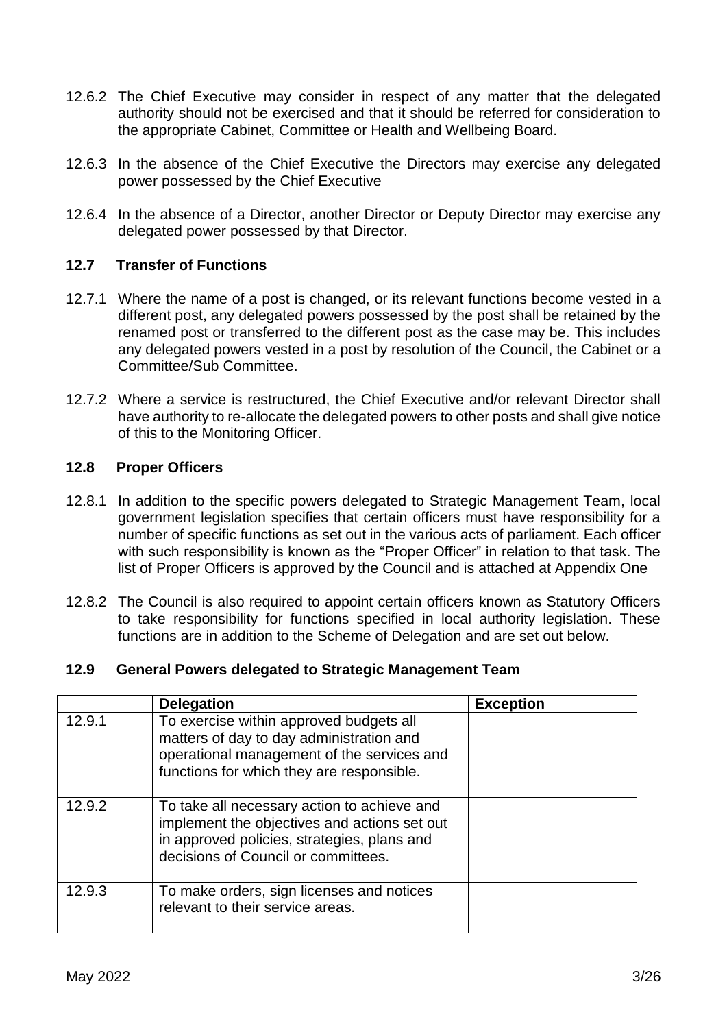12.6.2 The Chief Executive may consider in respect of any matter that the delegated authority should not be exercised and that it should be referred for consideration to the appropriate Cabinet, Committee or Health and Wellbeing Board.

12.6.3 In the absence of the Chief Executive the Directors may exercise any delegated power possessed by the Chief Executive

12.6.4 In the absence of a Director, another Director or Deputy Director may exercise any delegated power possessed by that Director.

### 12.7 Transfer of Functions

12.7.1 Where the name of a post is changed, or its relevant functions become vested in a different post, any delegated powers possessed by the post shall be retained by the renamed post or transferred to the different post as the case may be. This includes any delegated powers vested in a post by resolution of the Council, the Cabinet or a Committee/Sub Committee.

12.7.2 Where a service is restructured, the Chief Executive and/or relevant Director shall have authority to re-allocate the delegated powers to other posts and shall give notice of this to the Monitoring Officer.

### 12.8 Proper Officers

12.8.1 In addition to the specific powers delegated to Strategic Management Team, local government legislation specifies that certain officers must have responsibility for a number of specific functions as set out in the various acts of parliament. Each officer with such responsibility is known as the "Proper Officer" in relation to that task. The list of Proper Officers is approved by the Council and is attached at Appendix One

12.8.2 The Council is also required to appoint certain officers known as Statutory Officers to take responsibility for functions specified in local authority legislation. These functions are in addition to the Scheme of Delegation and are set out below.

### 12.9 General Powers delegated to Strategic Management Team

| | **Delegation** | **Exception** |
|---|---|---|
| 12.9.1 | To exercise within approved budgets all matters of day to day administration and operational management of the services and functions for which they are responsible. | |
| 12.9.2 | To take all necessary action to achieve and implement the objectives and actions set out in approved policies, strategies, plans and decisions of Council or committees. | |
| 12.9.3 | To make orders, sign licenses and notices relevant to their service areas. | |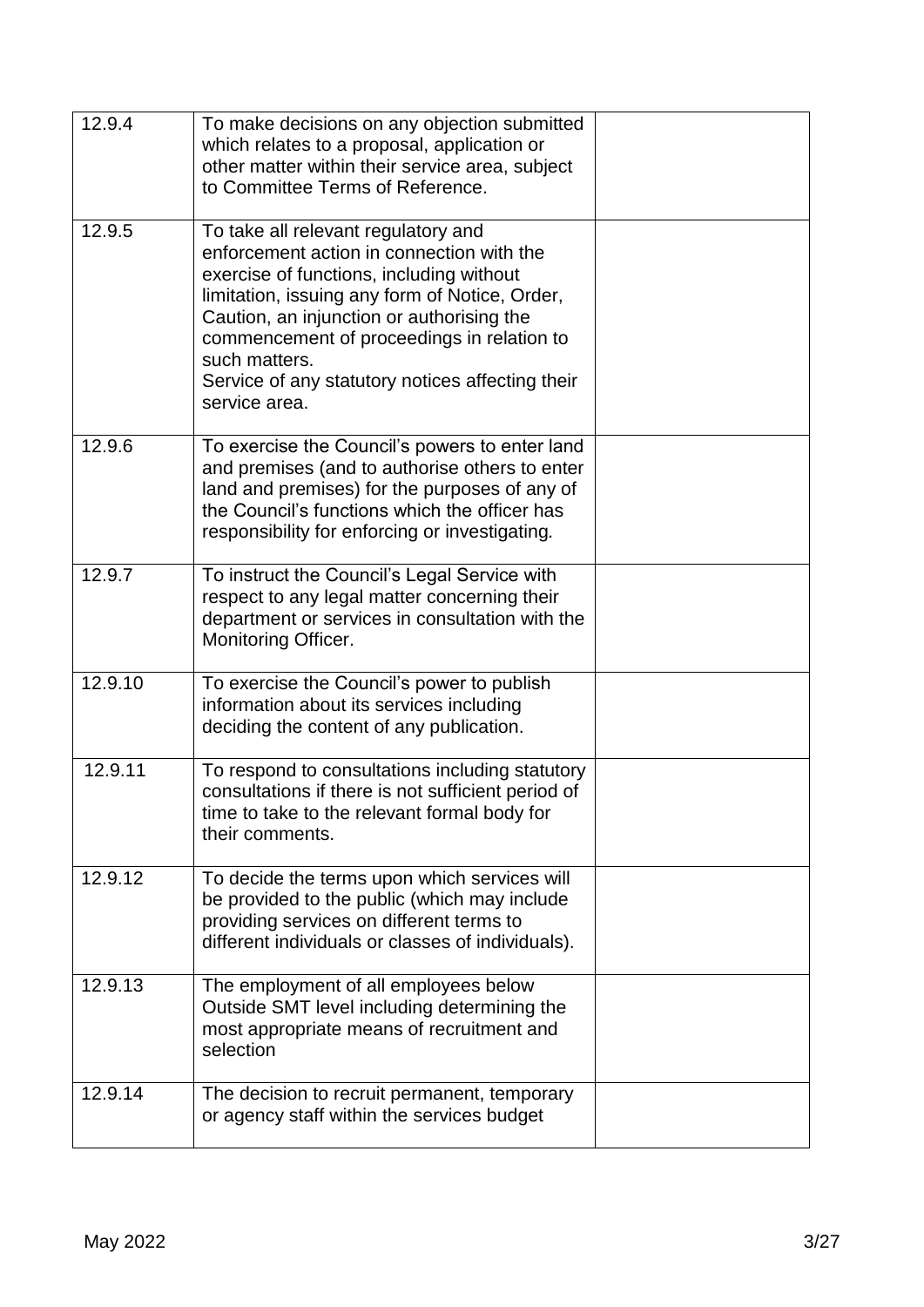| | | |
|---|---|---|
| 12.9.4 | To make decisions on any objection submitted which relates to a proposal, application or other matter within their service area, subject to Committee Terms of Reference. | |
| 12.9.5 | To take all relevant regulatory and enforcement action in connection with the exercise of functions, including without limitation, issuing any form of Notice, Order, Caution, an injunction or authorising the commencement of proceedings in relation to such matters.<br>Service of any statutory notices affecting their service area. | |
| 12.9.6 | To exercise the Council's powers to enter land and premises (and to authorise others to enter land and premises) for the purposes of any of the Council's functions which the officer has responsibility for enforcing or investigating. | |
| 12.9.7 | To instruct the Council's Legal Service with respect to any legal matter concerning their department or services in consultation with the Monitoring Officer. | |
| 12.9.10 | To exercise the Council's power to publish information about its services including deciding the content of any publication. | |
| 12.9.11 | To respond to consultations including statutory consultations if there is not sufficient period of time to take to the relevant formal body for their comments. | |
| 12.9.12 | To decide the terms upon which services will be provided to the public (which may include providing services on different terms to different individuals or classes of individuals). | |
| 12.9.13 | The employment of all employees below Outside SMT level including determining the most appropriate means of recruitment and selection | |
| 12.9.14 | The decision to recruit permanent, temporary or agency staff within the services budget | |

May 2022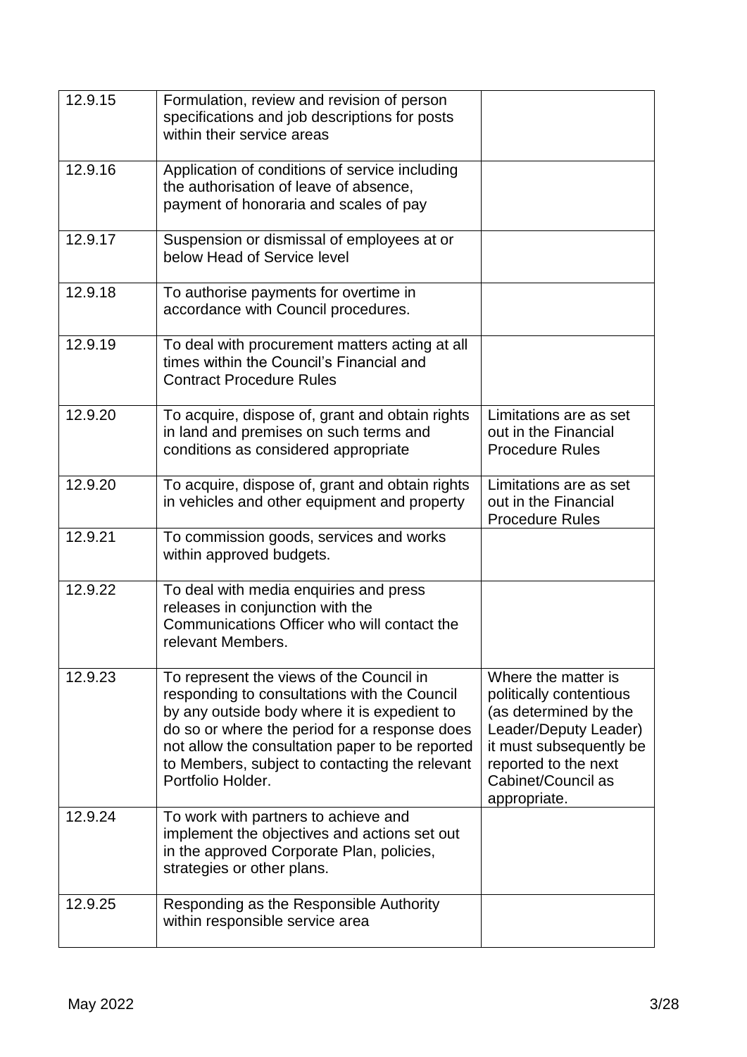| | | |
|---|---|---|
| 12.9.15 | Formulation, review and revision of person specifications and job descriptions for posts within their service areas | |
| 12.9.16 | Application of conditions of service including the authorisation of leave of absence, payment of honoraria and scales of pay | |
| 12.9.17 | Suspension or dismissal of employees at or below Head of Service level | |
| 12.9.18 | To authorise payments for overtime in accordance with Council procedures. | |
| 12.9.19 | To deal with procurement matters acting at all times within the Council's Financial and Contract Procedure Rules | |
| 12.9.20 | To acquire, dispose of, grant and obtain rights in land and premises on such terms and conditions as considered appropriate | Limitations are as set out in the Financial Procedure Rules |
| 12.9.20 | To acquire, dispose of, grant and obtain rights in vehicles and other equipment and property | Limitations are as set out in the Financial Procedure Rules |
| 12.9.21 | To commission goods, services and works within approved budgets. | |
| 12.9.22 | To deal with media enquiries and press releases in conjunction with the Communications Officer who will contact the relevant Members. | |
| 12.9.23 | To represent the views of the Council in responding to consultations with the Council by any outside body where it is expedient to do so or where the period for a response does not allow the consultation paper to be reported to Members, subject to contacting the relevant Portfolio Holder. | Where the matter is politically contentious (as determined by the Leader/Deputy Leader) it must subsequently be reported to the next Cabinet/Council as appropriate. |
| 12.9.24 | To work with partners to achieve and implement the objectives and actions set out in the approved Corporate Plan, policies, strategies or other plans. | |
| 12.9.25 | Responding as the Responsible Authority within responsible service area | |

May 2022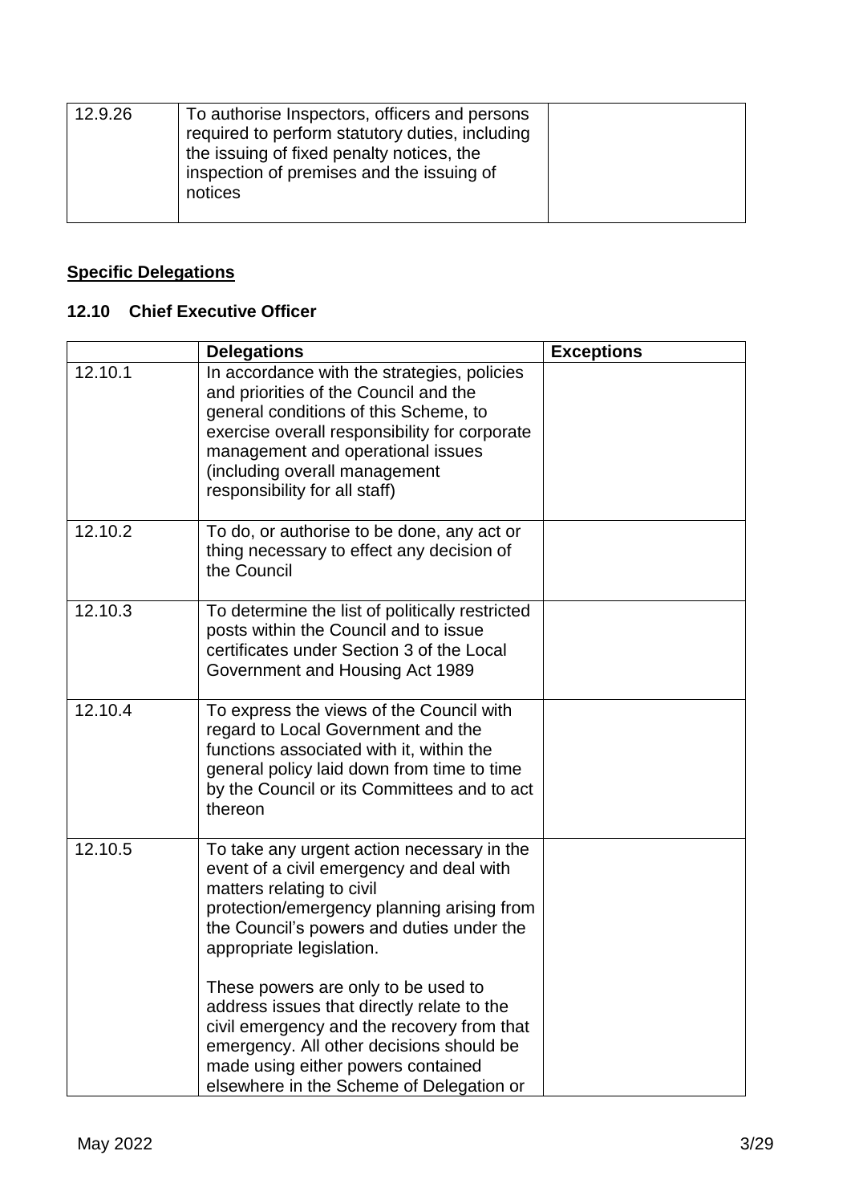| | | |
|---|---|---|
| 12.9.26 | To authorise Inspectors, officers and persons required to perform statutory duties, including the issuing of fixed penalty notices, the inspection of premises and the issuing of notices | |

**Specific Delegations**

### 12.10 Chief Executive Officer

| | Delegations | Exceptions |
|---|---|---|
| 12.10.1 | In accordance with the strategies, policies and priorities of the Council and the general conditions of this Scheme, to exercise overall responsibility for corporate management and operational issues (including overall management responsibility for all staff) | |
| 12.10.2 | To do, or authorise to be done, any act or thing necessary to effect any decision of the Council | |
| 12.10.3 | To determine the list of politically restricted posts within the Council and to issue certificates under Section 3 of the Local Government and Housing Act 1989 | |
| 12.10.4 | To express the views of the Council with regard to Local Government and the functions associated with it, within the general policy laid down from time to time by the Council or its Committees and to act thereon | |
| 12.10.5 | To take any urgent action necessary in the event of a civil emergency and deal with matters relating to civil protection/emergency planning arising from the Council's powers and duties under the appropriate legislation.<br><br>These powers are only to be used to address issues that directly relate to the civil emergency and the recovery from that emergency. All other decisions should be made using either powers contained elsewhere in the Scheme of Delegation or | |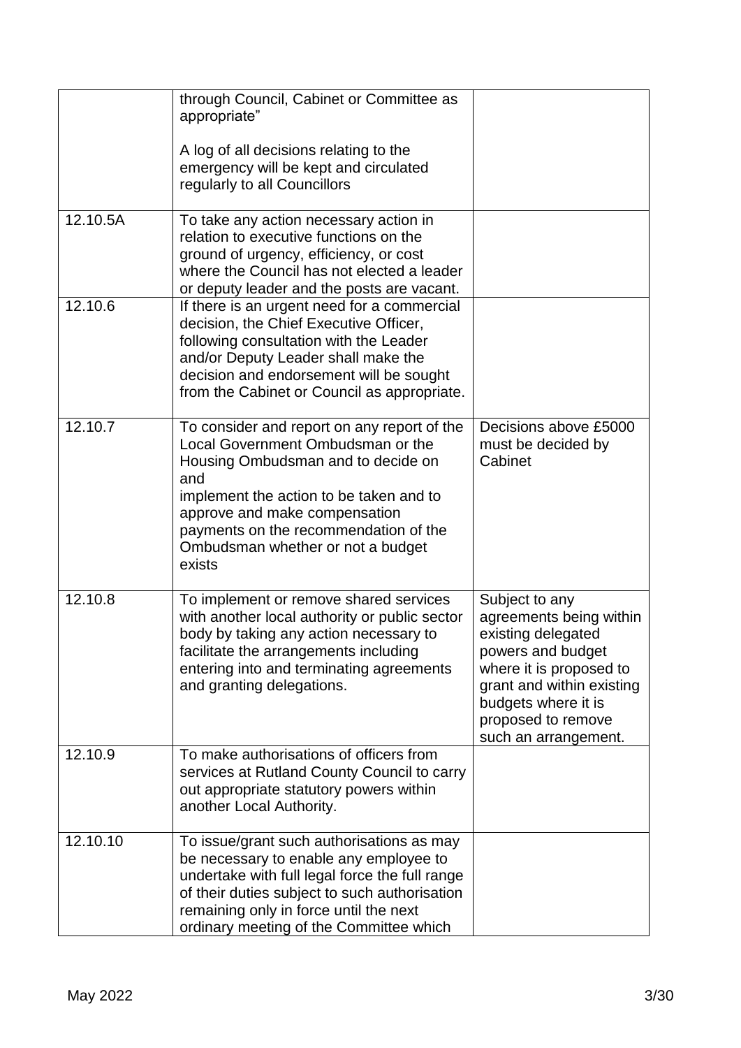| | | |
|---|---|---|
| | through Council, Cabinet or Committee as appropriate"<br><br>A log of all decisions relating to the emergency will be kept and circulated regularly to all Councillors | |
| 12.10.5A | To take any action necessary action in relation to executive functions on the ground of urgency, efficiency, or cost where the Council has not elected a leader or deputy leader and the posts are vacant. | |
| 12.10.6 | If there is an urgent need for a commercial decision, the Chief Executive Officer, following consultation with the Leader and/or Deputy Leader shall make the decision and endorsement will be sought from the Cabinet or Council as appropriate. | |
| 12.10.7 | To consider and report on any report of the Local Government Ombudsman or the Housing Ombudsman and to decide on and<br>implement the action to be taken and to approve and make compensation payments on the recommendation of the Ombudsman whether or not a budget exists | Decisions above £5000 must be decided by Cabinet |
| 12.10.8 | To implement or remove shared services with another local authority or public sector body by taking any action necessary to facilitate the arrangements including entering into and terminating agreements and granting delegations. | Subject to any agreements being within existing delegated powers and budget where it is proposed to grant and within existing budgets where it is proposed to remove such an arrangement. |
| 12.10.9 | To make authorisations of officers from services at Rutland County Council to carry out appropriate statutory powers within another Local Authority. | |
| 12.10.10 | To issue/grant such authorisations as may be necessary to enable any employee to undertake with full legal force the full range of their duties subject to such authorisation remaining only in force until the next ordinary meeting of the Committee which | |

May 2022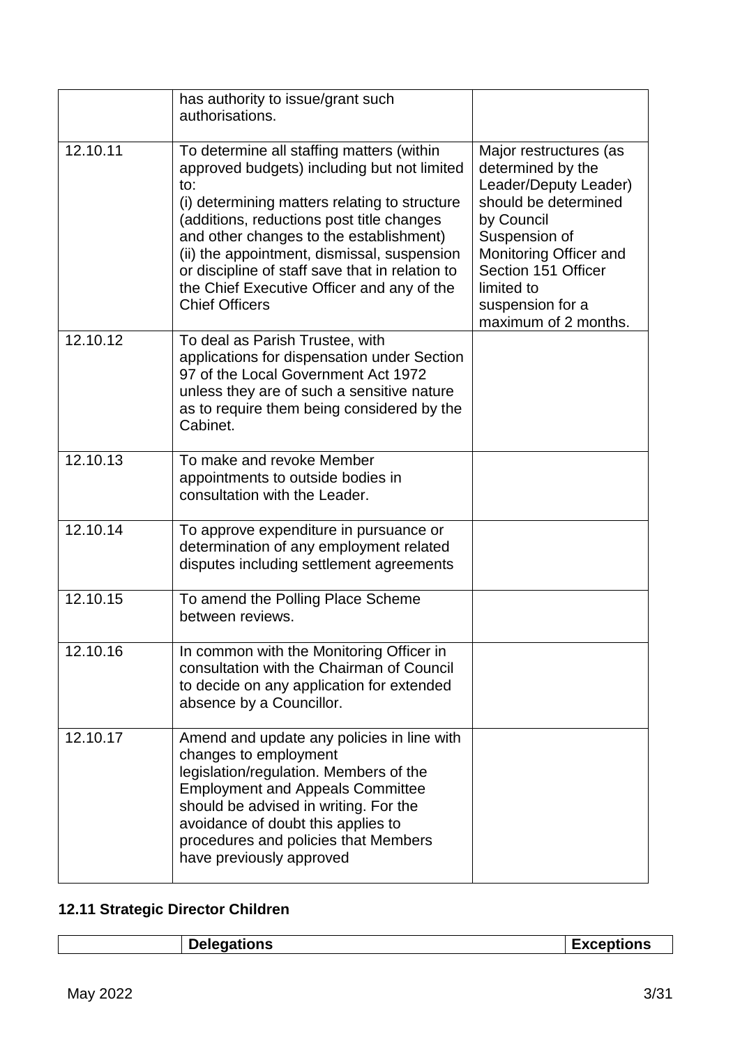|  |  |  |
|---|---|---|
|  | has authority to issue/grant such authorisations. |  |
| 12.10.11 | To determine all staffing matters (within approved budgets) including but not limited to:<br>(i) determining matters relating to structure (additions, reductions post title changes and other changes to the establishment)<br>(ii) the appointment, dismissal, suspension or discipline of staff save that in relation to the Chief Executive Officer and any of the Chief Officers | Major restructures (as determined by the Leader/Deputy Leader) should be determined by Council<br>Suspension of Monitoring Officer and Section 151 Officer limited to suspension for a maximum of 2 months. |
| 12.10.12 | To deal as Parish Trustee, with applications for dispensation under Section 97 of the Local Government Act 1972 unless they are of such a sensitive nature as to require them being considered by the Cabinet. |  |
| 12.10.13 | To make and revoke Member appointments to outside bodies in consultation with the Leader. |  |
| 12.10.14 | To approve expenditure in pursuance or determination of any employment related disputes including settlement agreements |  |
| 12.10.15 | To amend the Polling Place Scheme between reviews. |  |
| 12.10.16 | In common with the Monitoring Officer in consultation with the Chairman of Council to decide on any application for extended absence by a Councillor. |  |
| 12.10.17 | Amend and update any policies in line with changes to employment legislation/regulation. Members of the Employment and Appeals Committee should be advised in writing. For the avoidance of doubt this applies to procedures and policies that Members have previously approved |  |

### 12.11 Strategic Director Children

|  | Delegations | Exceptions |
|---|---|---|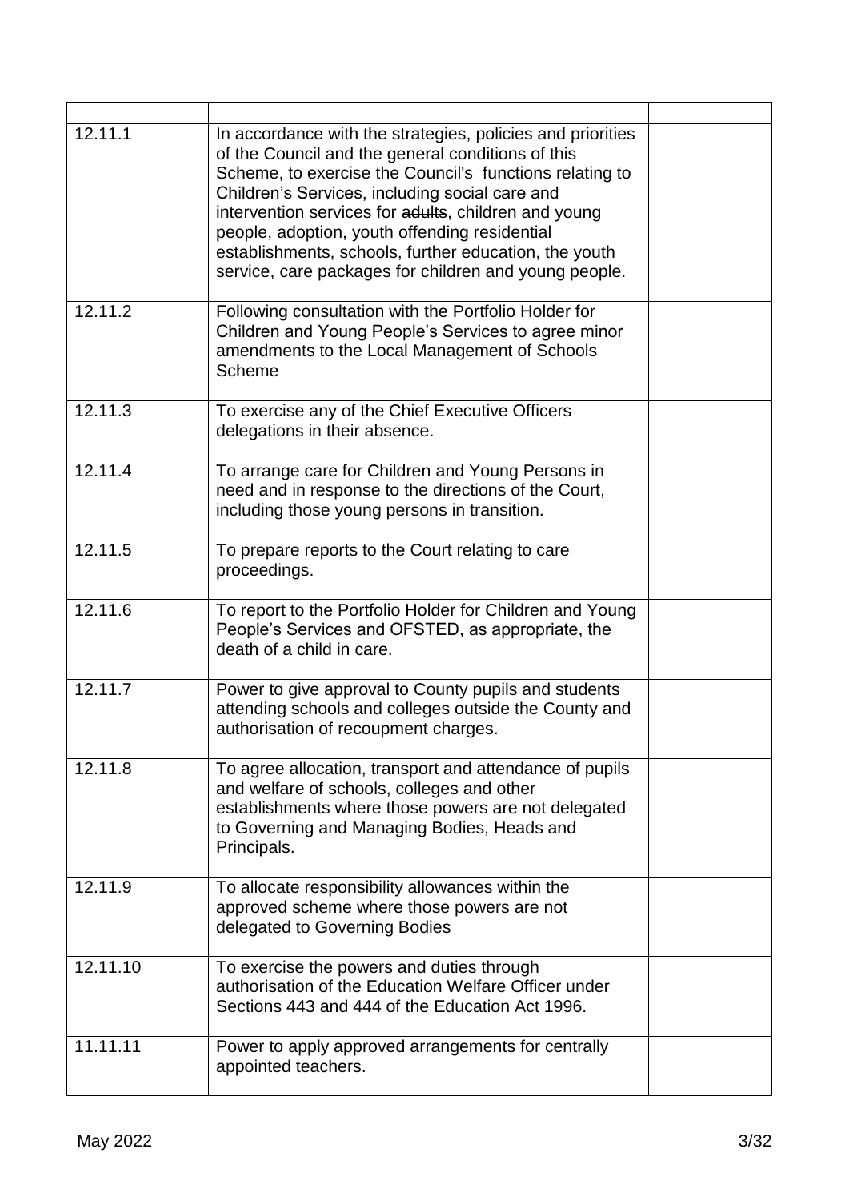| | | |
|---|---|---|
| 12.11.1 | In accordance with the strategies, policies and priorities of the Council and the general conditions of this Scheme, to exercise the Council's functions relating to Children's Services, including social care and intervention services for ~~adults~~, children and young people, adoption, youth offending residential establishments, schools, further education, the youth service, care packages for children and young people. | |
| 12.11.2 | Following consultation with the Portfolio Holder for Children and Young People's Services to agree minor amendments to the Local Management of Schools Scheme | |
| 12.11.3 | To exercise any of the Chief Executive Officers delegations in their absence. | |
| 12.11.4 | To arrange care for Children and Young Persons in need and in response to the directions of the Court, including those young persons in transition. | |
| 12.11.5 | To prepare reports to the Court relating to care proceedings. | |
| 12.11.6 | To report to the Portfolio Holder for Children and Young People's Services and OFSTED, as appropriate, the death of a child in care. | |
| 12.11.7 | Power to give approval to County pupils and students attending schools and colleges outside the County and authorisation of recoupment charges. | |
| 12.11.8 | To agree allocation, transport and attendance of pupils and welfare of schools, colleges and other establishments where those powers are not delegated to Governing and Managing Bodies, Heads and Principals. | |
| 12.11.9 | To allocate responsibility allowances within the approved scheme where those powers are not delegated to Governing Bodies | |
| 12.11.10 | To exercise the powers and duties through authorisation of the Education Welfare Officer under Sections 443 and 444 of the Education Act 1996. | |
| 11.11.11 | Power to apply approved arrangements for centrally appointed teachers. | |

May 2022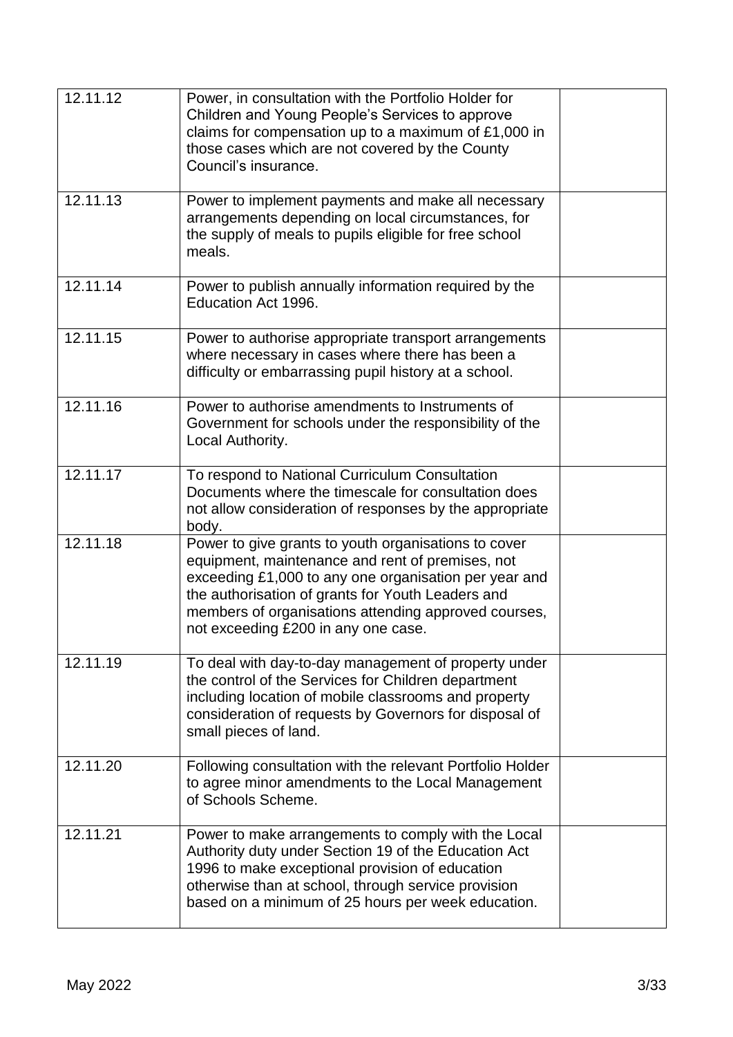| | | |
|---|---|---|
| 12.11.12 | Power, in consultation with the Portfolio Holder for Children and Young People's Services to approve claims for compensation up to a maximum of £1,000 in those cases which are not covered by the County Council's insurance. | |
| 12.11.13 | Power to implement payments and make all necessary arrangements depending on local circumstances, for the supply of meals to pupils eligible for free school meals. | |
| 12.11.14 | Power to publish annually information required by the Education Act 1996. | |
| 12.11.15 | Power to authorise appropriate transport arrangements where necessary in cases where there has been a difficulty or embarrassing pupil history at a school. | |
| 12.11.16 | Power to authorise amendments to Instruments of Government for schools under the responsibility of the Local Authority. | |
| 12.11.17 | To respond to National Curriculum Consultation Documents where the timescale for consultation does not allow consideration of responses by the appropriate body. | |
| 12.11.18 | Power to give grants to youth organisations to cover equipment, maintenance and rent of premises, not exceeding £1,000 to any one organisation per year and the authorisation of grants for Youth Leaders and members of organisations attending approved courses, not exceeding £200 in any one case. | |
| 12.11.19 | To deal with day-to-day management of property under the control of the Services for Children department including location of mobile classrooms and property consideration of requests by Governors for disposal of small pieces of land. | |
| 12.11.20 | Following consultation with the relevant Portfolio Holder to agree minor amendments to the Local Management of Schools Scheme. | |
| 12.11.21 | Power to make arrangements to comply with the Local Authority duty under Section 19 of the Education Act 1996 to make exceptional provision of education otherwise than at school, through service provision based on a minimum of 25 hours per week education. | |

May 2022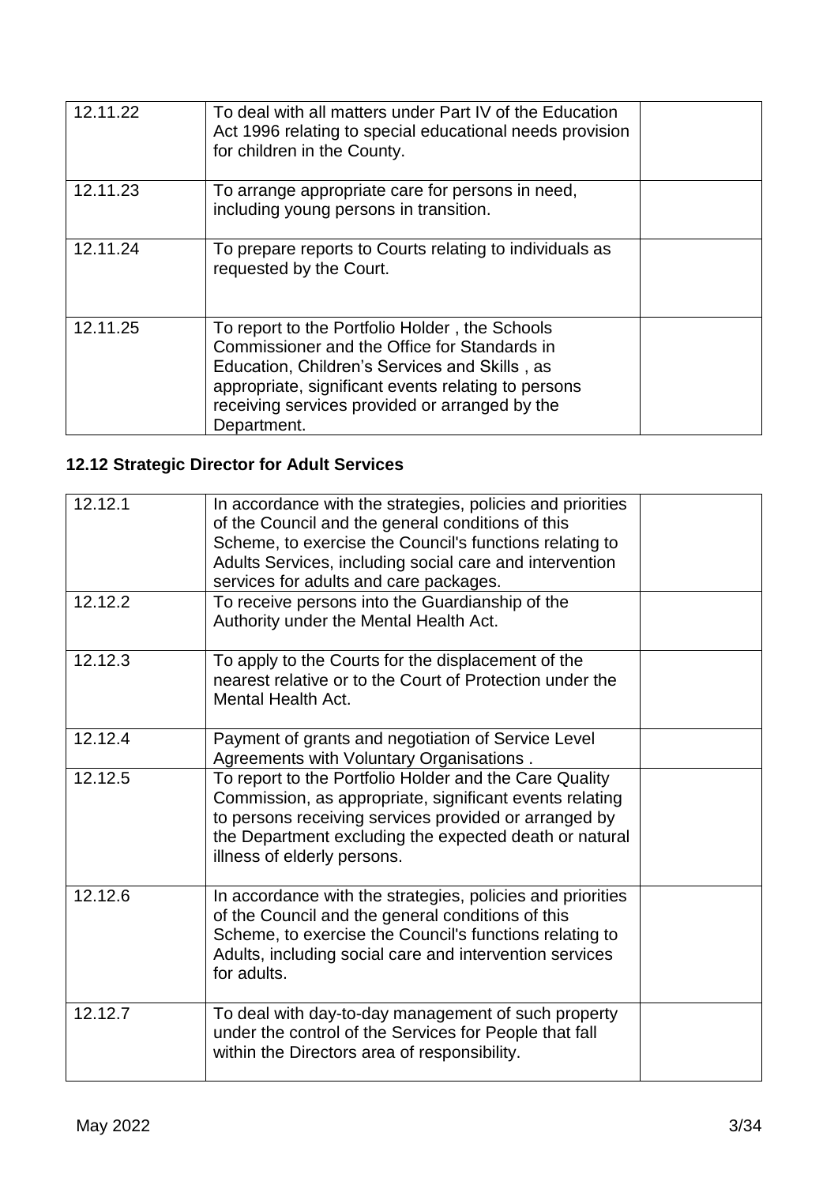| | | |
|---|---|---|
| 12.11.22 | To deal with all matters under Part IV of the Education Act 1996 relating to special educational needs provision for children in the County. | |
| 12.11.23 | To arrange appropriate care for persons in need, including young persons in transition. | |
| 12.11.24 | To prepare reports to Courts relating to individuals as requested by the Court. | |
| 12.11.25 | To report to the Portfolio Holder , the Schools Commissioner and the Office for Standards in Education, Children's Services and Skills , as appropriate, significant events relating to persons receiving services provided or arranged by the Department. | |

## 12.12 Strategic Director for Adult Services

| | | |
|---|---|---|
| 12.12.1 | In accordance with the strategies, policies and priorities of the Council and the general conditions of this Scheme, to exercise the Council's functions relating to Adults Services, including social care and intervention services for adults and care packages. | |
| 12.12.2 | To receive persons into the Guardianship of the Authority under the Mental Health Act. | |
| 12.12.3 | To apply to the Courts for the displacement of the nearest relative or to the Court of Protection under the Mental Health Act. | |
| 12.12.4 | Payment of grants and negotiation of Service Level Agreements with Voluntary Organisations . | |
| 12.12.5 | To report to the Portfolio Holder and the Care Quality Commission, as appropriate, significant events relating to persons receiving services provided or arranged by the Department excluding the expected death or natural illness of elderly persons. | |
| 12.12.6 | In accordance with the strategies, policies and priorities of the Council and the general conditions of this Scheme, to exercise the Council's functions relating to Adults, including social care and intervention services for adults. | |
| 12.12.7 | To deal with day-to-day management of such property under the control of the Services for People that fall within the Directors area of responsibility. | |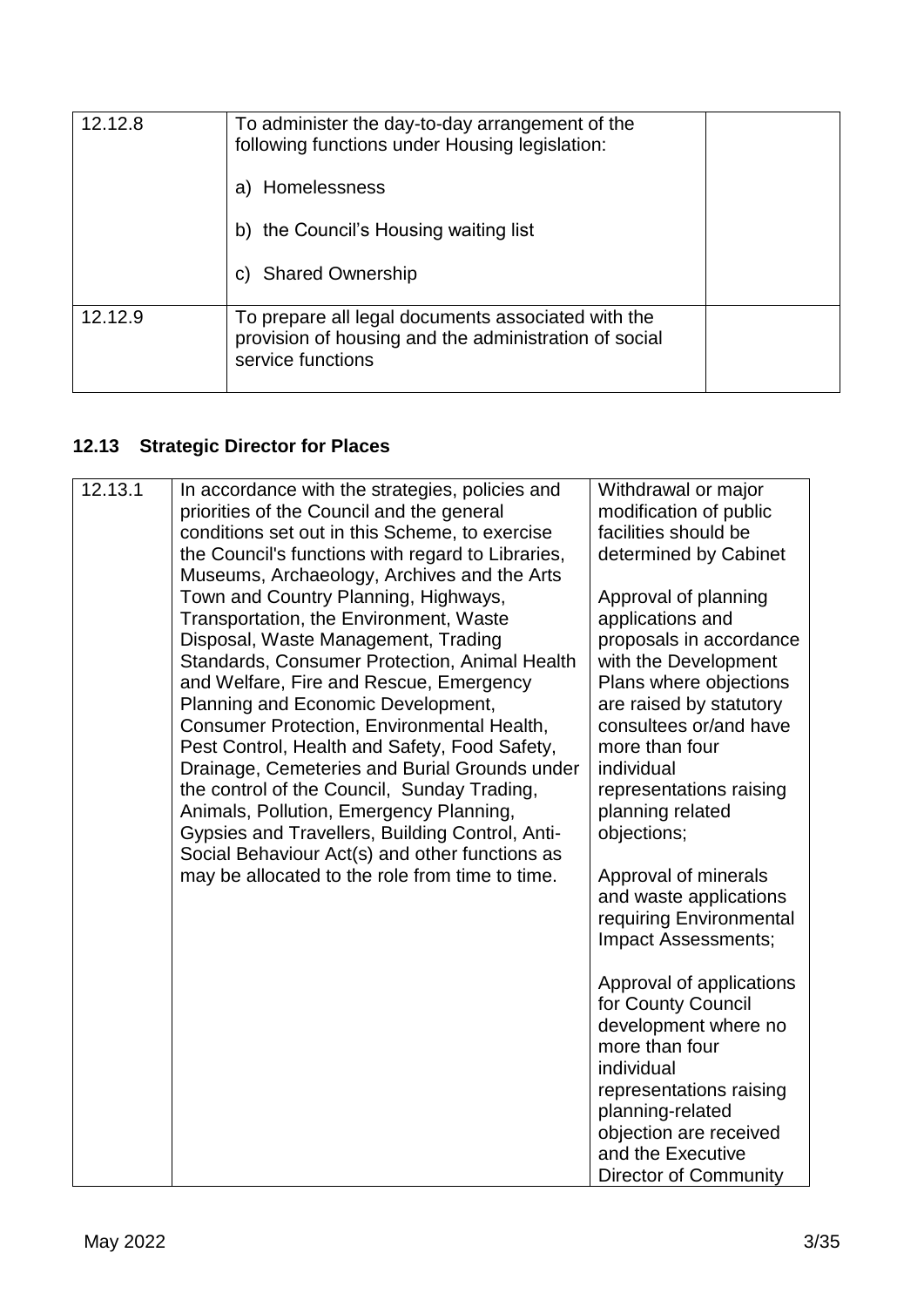| | | |
|---|---|---|
| 12.12.8 | To administer the day-to-day arrangement of the following functions under Housing legislation:<br><br>a) Homelessness<br><br>b) the Council's Housing waiting list<br><br>c) Shared Ownership | |
| 12.12.9 | To prepare all legal documents associated with the provision of housing and the administration of social service functions | |

### 12.13 Strategic Director for Places

| | | |
|---|---|---|
| 12.13.1 | In accordance with the strategies, policies and priorities of the Council and the general conditions set out in this Scheme, to exercise the Council's functions with regard to Libraries, Museums, Archaeology, Archives and the Arts Town and Country Planning, Highways, Transportation, the Environment, Waste Disposal, Waste Management, Trading Standards, Consumer Protection, Animal Health and Welfare, Fire and Rescue, Emergency Planning and Economic Development, Consumer Protection, Environmental Health, Pest Control, Health and Safety, Food Safety, Drainage, Cemeteries and Burial Grounds under the control of the Council, Sunday Trading, Animals, Pollution, Emergency Planning, Gypsies and Travellers, Building Control, Anti-Social Behaviour Act(s) and other functions as may be allocated to the role from time to time. | Withdrawal or major modification of public facilities should be determined by Cabinet<br><br>Approval of planning applications and proposals in accordance with the Development Plans where objections are raised by statutory consultees or/and have more than four individual representations raising planning related objections;<br><br>Approval of minerals and waste applications requiring Environmental Impact Assessments;<br><br>Approval of applications for County Council development where no more than four individual representations raising planning-related objection are received and the Executive Director of Community |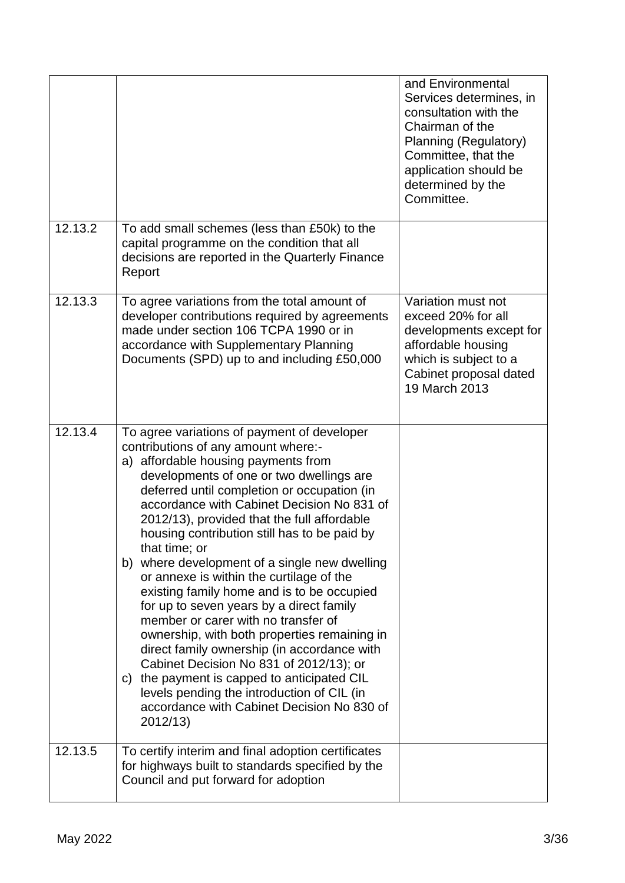| | | |
|---|---|---|
| | | and Environmental Services determines, in consultation with the Chairman of the Planning (Regulatory) Committee, that the application should be determined by the Committee. |
| 12.13.2 | To add small schemes (less than £50k) to the capital programme on the condition that all decisions are reported in the Quarterly Finance Report | |
| 12.13.3 | To agree variations from the total amount of developer contributions required by agreements made under section 106 TCPA 1990 or in accordance with Supplementary Planning Documents (SPD) up to and including £50,000 | Variation must not exceed 20% for all developments except for affordable housing which is subject to a Cabinet proposal dated 19 March 2013 |
| 12.13.4 | To agree variations of payment of developer contributions of any amount where:-<br>a) affordable housing payments from developments of one or two dwellings are deferred until completion or occupation (in accordance with Cabinet Decision No 831 of 2012/13), provided that the full affordable housing contribution still has to be paid by that time; or<br>b) where development of a single new dwelling or annexe is within the curtilage of the existing family home and is to be occupied for up to seven years by a direct family member or carer with no transfer of ownership, with both properties remaining in direct family ownership (in accordance with Cabinet Decision No 831 of 2012/13); or<br>c) the payment is capped to anticipated CIL levels pending the introduction of CIL (in accordance with Cabinet Decision No 830 of 2012/13) | |
| 12.13.5 | To certify interim and final adoption certificates for highways built to standards specified by the Council and put forward for adoption | |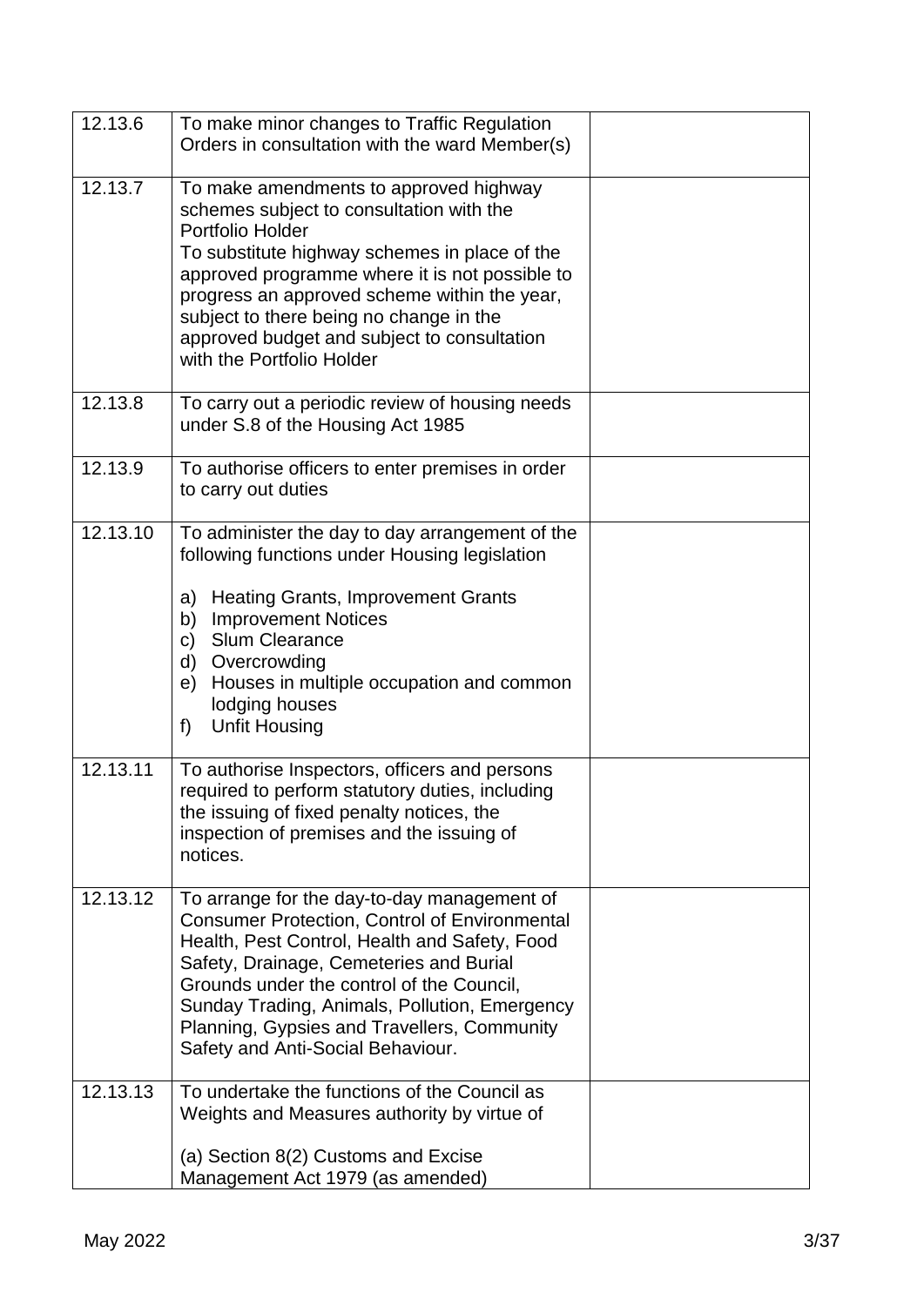| | | |
|---|---|---|
| 12.13.6 | To make minor changes to Traffic Regulation Orders in consultation with the ward Member(s) | |
| 12.13.7 | To make amendments to approved highway schemes subject to consultation with the Portfolio Holder<br>To substitute highway schemes in place of the approved programme where it is not possible to progress an approved scheme within the year, subject to there being no change in the approved budget and subject to consultation with the Portfolio Holder | |
| 12.13.8 | To carry out a periodic review of housing needs under S.8 of the Housing Act 1985 | |
| 12.13.9 | To authorise officers to enter premises in order to carry out duties | |
| 12.13.10 | To administer the day to day arrangement of the following functions under Housing legislation<br><br>a) Heating Grants, Improvement Grants<br>b) Improvement Notices<br>c) Slum Clearance<br>d) Overcrowding<br>e) Houses in multiple occupation and common lodging houses<br>f) Unfit Housing | |
| 12.13.11 | To authorise Inspectors, officers and persons required to perform statutory duties, including the issuing of fixed penalty notices, the inspection of premises and the issuing of notices. | |
| 12.13.12 | To arrange for the day-to-day management of Consumer Protection, Control of Environmental Health, Pest Control, Health and Safety, Food Safety, Drainage, Cemeteries and Burial Grounds under the control of the Council, Sunday Trading, Animals, Pollution, Emergency Planning, Gypsies and Travellers, Community Safety and Anti-Social Behaviour. | |
| 12.13.13 | To undertake the functions of the Council as Weights and Measures authority by virtue of<br><br>(a) Section 8(2) Customs and Excise Management Act 1979 (as amended) | |

May 2022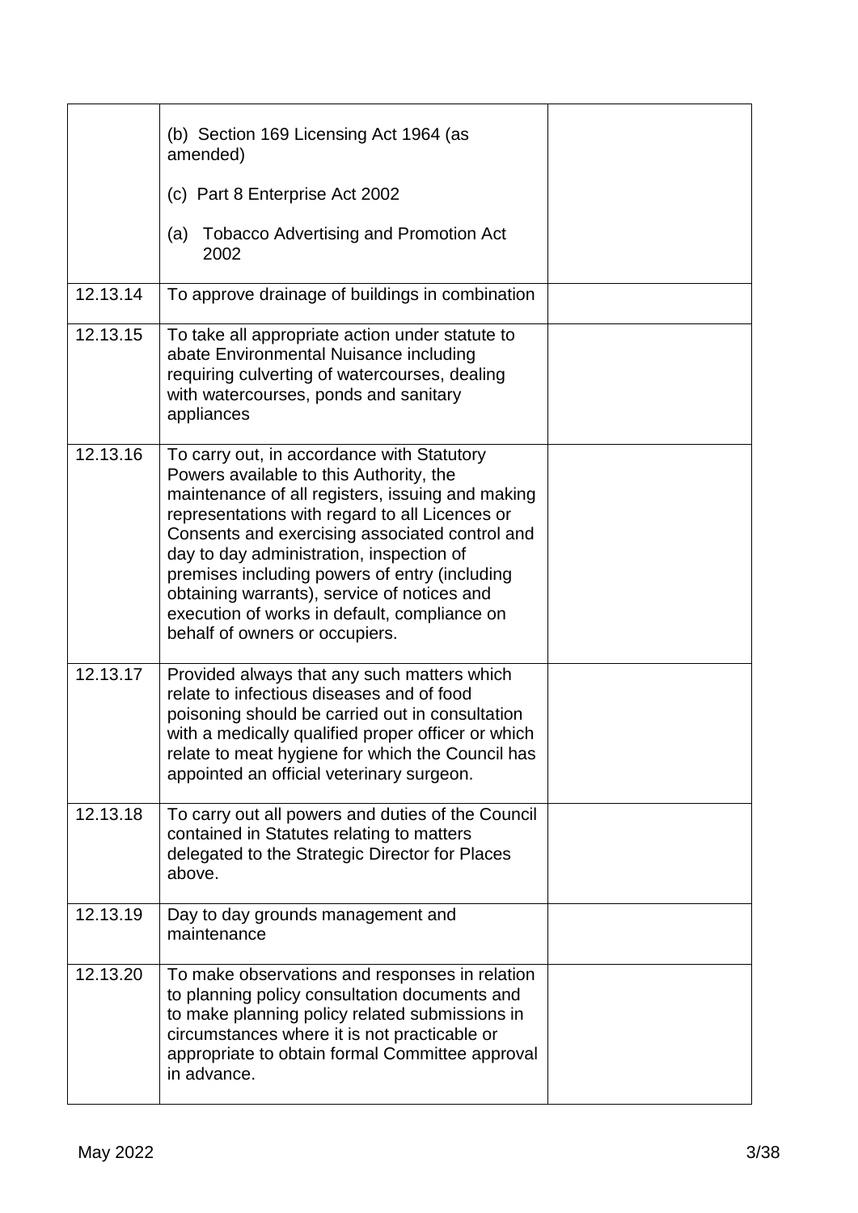| | | |
|---|---|---|
| | (b) Section 169 Licensing Act 1964 (as amended)<br><br>(c) Part 8 Enterprise Act 2002<br><br>(a) Tobacco Advertising and Promotion Act 2002 | |
| 12.13.14 | To approve drainage of buildings in combination | |
| 12.13.15 | To take all appropriate action under statute to abate Environmental Nuisance including requiring culverting of watercourses, dealing with watercourses, ponds and sanitary appliances | |
| 12.13.16 | To carry out, in accordance with Statutory Powers available to this Authority, the maintenance of all registers, issuing and making representations with regard to all Licences or Consents and exercising associated control and day to day administration, inspection of premises including powers of entry (including obtaining warrants), service of notices and execution of works in default, compliance on behalf of owners or occupiers. | |
| 12.13.17 | Provided always that any such matters which relate to infectious diseases and of food poisoning should be carried out in consultation with a medically qualified proper officer or which relate to meat hygiene for which the Council has appointed an official veterinary surgeon. | |
| 12.13.18 | To carry out all powers and duties of the Council contained in Statutes relating to matters delegated to the Strategic Director for Places above. | |
| 12.13.19 | Day to day grounds management and maintenance | |
| 12.13.20 | To make observations and responses in relation to planning policy consultation documents and to make planning policy related submissions in circumstances where it is not practicable or appropriate to obtain formal Committee approval in advance. | |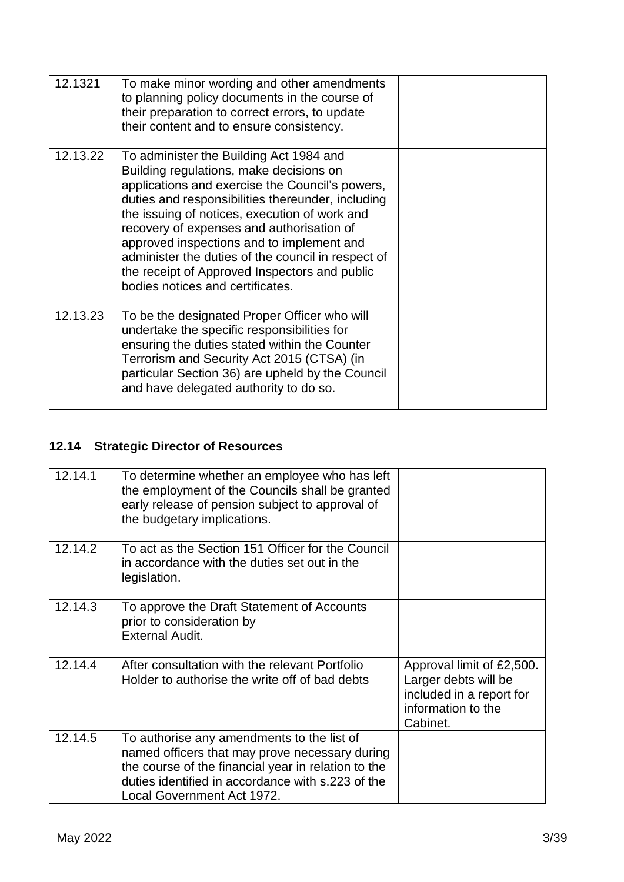| | | |
|---|---|---|
| 12.1321 | To make minor wording and other amendments to planning policy documents in the course of their preparation to correct errors, to update their content and to ensure consistency. | |
| 12.13.22 | To administer the Building Act 1984 and Building regulations, make decisions on applications and exercise the Council's powers, duties and responsibilities thereunder, including the issuing of notices, execution of work and recovery of expenses and authorisation of approved inspections and to implement and administer the duties of the council in respect of the receipt of Approved Inspectors and public bodies notices and certificates. | |
| 12.13.23 | To be the designated Proper Officer who will undertake the specific responsibilities for ensuring the duties stated within the Counter Terrorism and Security Act 2015 (CTSA) (in particular Section 36) are upheld by the Council and have delegated authority to do so. | |

## 12.14 Strategic Director of Resources

| | | |
|---|---|---|
| 12.14.1 | To determine whether an employee who has left the employment of the Councils shall be granted early release of pension subject to approval of the budgetary implications. | |
| 12.14.2 | To act as the Section 151 Officer for the Council in accordance with the duties set out in the legislation. | |
| 12.14.3 | To approve the Draft Statement of Accounts prior to consideration by External Audit. | |
| 12.14.4 | After consultation with the relevant Portfolio Holder to authorise the write off of bad debts | Approval limit of £2,500. Larger debts will be included in a report for information to the Cabinet. |
| 12.14.5 | To authorise any amendments to the list of named officers that may prove necessary during the course of the financial year in relation to the duties identified in accordance with s.223 of the Local Government Act 1972. | |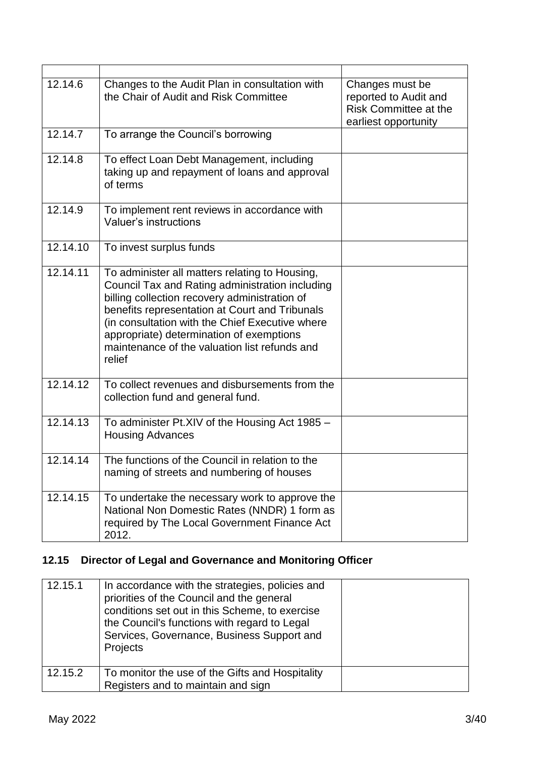| | | |
|---|---|---|
| 12.14.6 | Changes to the Audit Plan in consultation with the Chair of Audit and Risk Committee | Changes must be reported to Audit and Risk Committee at the earliest opportunity |
| 12.14.7 | To arrange the Council's borrowing | |
| 12.14.8 | To effect Loan Debt Management, including taking up and repayment of loans and approval of terms | |
| 12.14.9 | To implement rent reviews in accordance with Valuer's instructions | |
| 12.14.10 | To invest surplus funds | |
| 12.14.11 | To administer all matters relating to Housing, Council Tax and Rating administration including billing collection recovery administration of benefits representation at Court and Tribunals (in consultation with the Chief Executive where appropriate) determination of exemptions maintenance of the valuation list refunds and relief | |
| 12.14.12 | To collect revenues and disbursements from the collection fund and general fund. | |
| 12.14.13 | To administer Pt.XIV of the Housing Act 1985 – Housing Advances | |
| 12.14.14 | The functions of the Council in relation to the naming of streets and numbering of houses | |
| 12.14.15 | To undertake the necessary work to approve the National Non Domestic Rates (NNDR) 1 form as required by The Local Government Finance Act 2012. | |

## 12.15 Director of Legal and Governance and Monitoring Officer

| | | |
|---|---|---|
| 12.15.1 | In accordance with the strategies, policies and priorities of the Council and the general conditions set out in this Scheme, to exercise the Council's functions with regard to Legal Services, Governance, Business Support and Projects | |
| 12.15.2 | To monitor the use of the Gifts and Hospitality Registers and to maintain and sign | |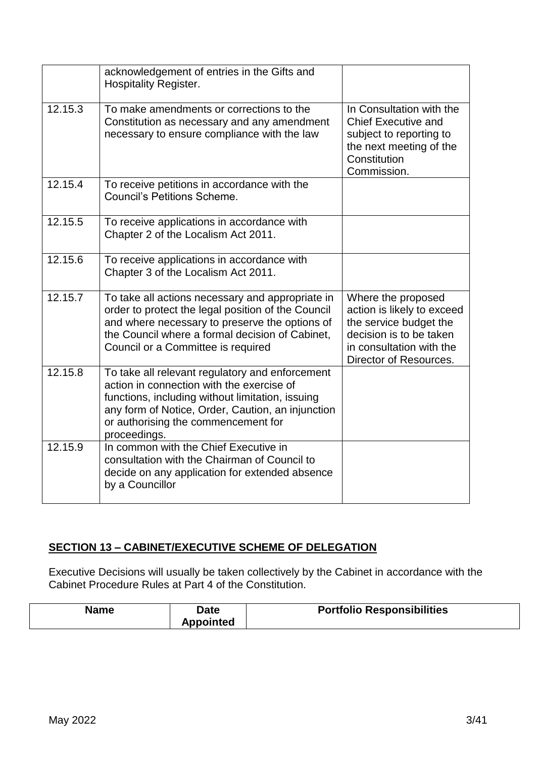| | | |
|---|---|---|
| | acknowledgement of entries in the Gifts and Hospitality Register. | |
| 12.15.3 | To make amendments or corrections to the Constitution as necessary and any amendment necessary to ensure compliance with the law | In Consultation with the Chief Executive and subject to reporting to the next meeting of the Constitution Commission. |
| 12.15.4 | To receive petitions in accordance with the Council's Petitions Scheme. | |
| 12.15.5 | To receive applications in accordance with Chapter 2 of the Localism Act 2011. | |
| 12.15.6 | To receive applications in accordance with Chapter 3 of the Localism Act 2011. | |
| 12.15.7 | To take all actions necessary and appropriate in order to protect the legal position of the Council and where necessary to preserve the options of the Council where a formal decision of Cabinet, Council or a Committee is required | Where the proposed action is likely to exceed the service budget the decision is to be taken in consultation with the Director of Resources. |
| 12.15.8 | To take all relevant regulatory and enforcement action in connection with the exercise of functions, including without limitation, issuing any form of Notice, Order, Caution, an injunction or authorising the commencement for proceedings. | |
| 12.15.9 | In common with the Chief Executive in consultation with the Chairman of Council to decide on any application for extended absence by a Councillor | |

**SECTION 13 – CABINET/EXECUTIVE SCHEME OF DELEGATION**

Executive Decisions will usually be taken collectively by the Cabinet in accordance with the Cabinet Procedure Rules at Part 4 of the Constitution.

| Name | Date Appointed | Portfolio Responsibilities |
|---|---|---|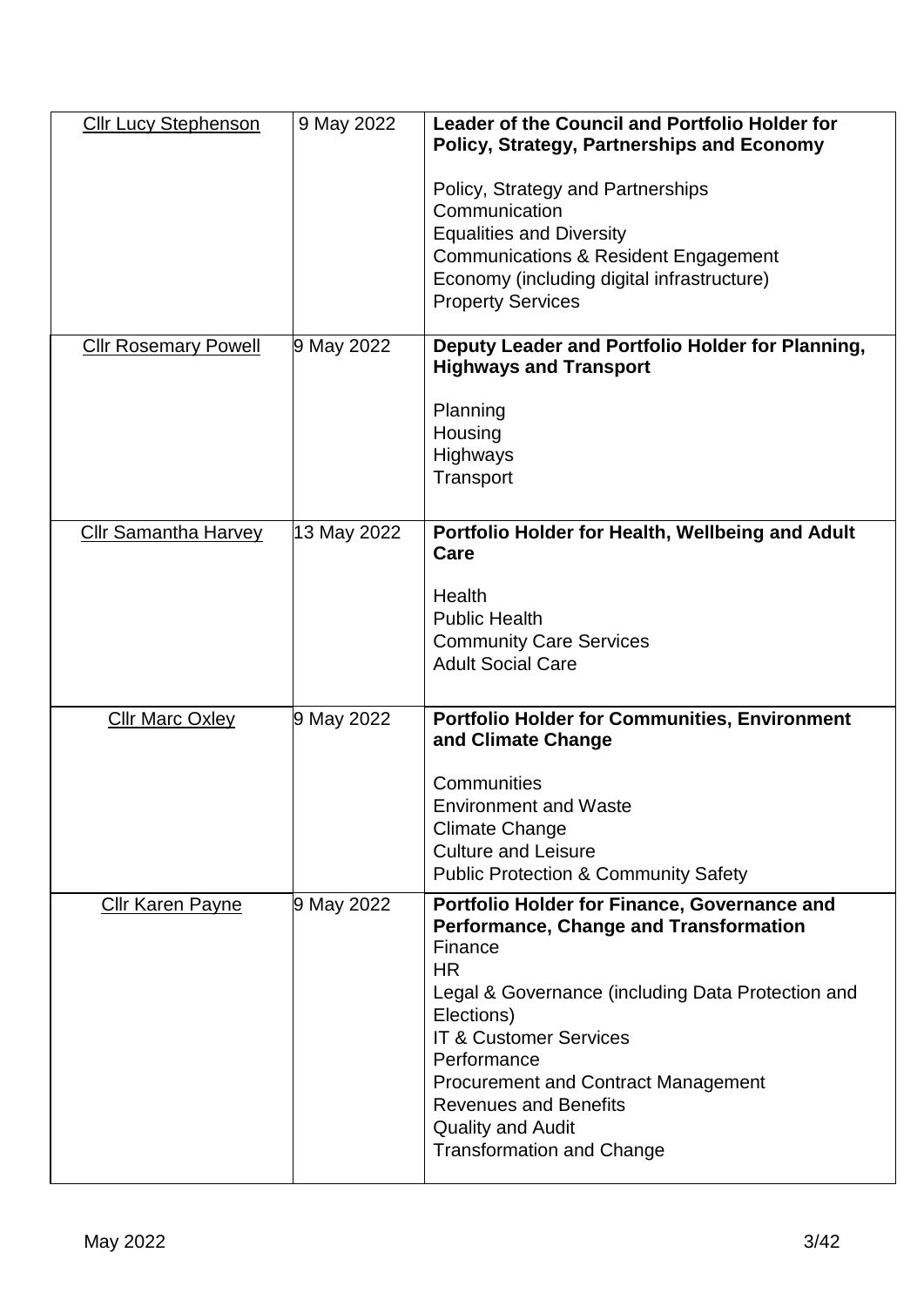| | | |
|---|---|---|
| Cllr Lucy Stephenson | 9 May 2022 | **Leader of the Council and Portfolio Holder for Policy, Strategy, Partnerships and Economy**<br><br>Policy, Strategy and Partnerships<br>Communication<br>Equalities and Diversity<br>Communications & Resident Engagement<br>Economy (including digital infrastructure)<br>Property Services |
| Cllr Rosemary Powell | 9 May 2022 | **Deputy Leader and Portfolio Holder for Planning, Highways and Transport**<br><br>Planning<br>Housing<br>Highways<br>Transport |
| Cllr Samantha Harvey | 13 May 2022 | **Portfolio Holder for Health, Wellbeing and Adult Care**<br><br>Health<br>Public Health<br>Community Care Services<br>Adult Social Care |
| Cllr Marc Oxley | 9 May 2022 | **Portfolio Holder for Communities, Environment and Climate Change**<br><br>Communities<br>Environment and Waste<br>Climate Change<br>Culture and Leisure<br>Public Protection & Community Safety |
| Cllr Karen Payne | 9 May 2022 | **Portfolio Holder for Finance, Governance and Performance, Change and Transformation**<br>Finance<br>HR<br>Legal & Governance (including Data Protection and Elections)<br>IT & Customer Services<br>Performance<br>Procurement and Contract Management<br>Revenues and Benefits<br>Quality and Audit<br>Transformation and Change |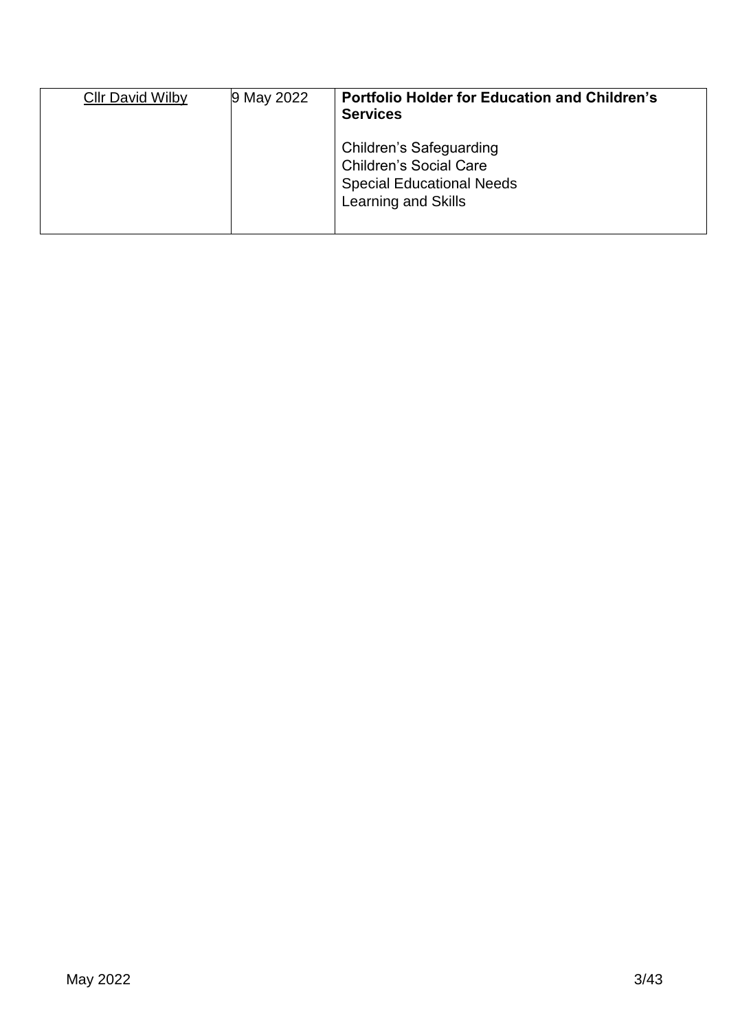| | | |
|---|---|---|
| Cllr David Wilby | 9 May 2022 | **Portfolio Holder for Education and Children's Services**<br><br>Children's Safeguarding<br>Children's Social Care<br>Special Educational Needs<br>Learning and Skills |